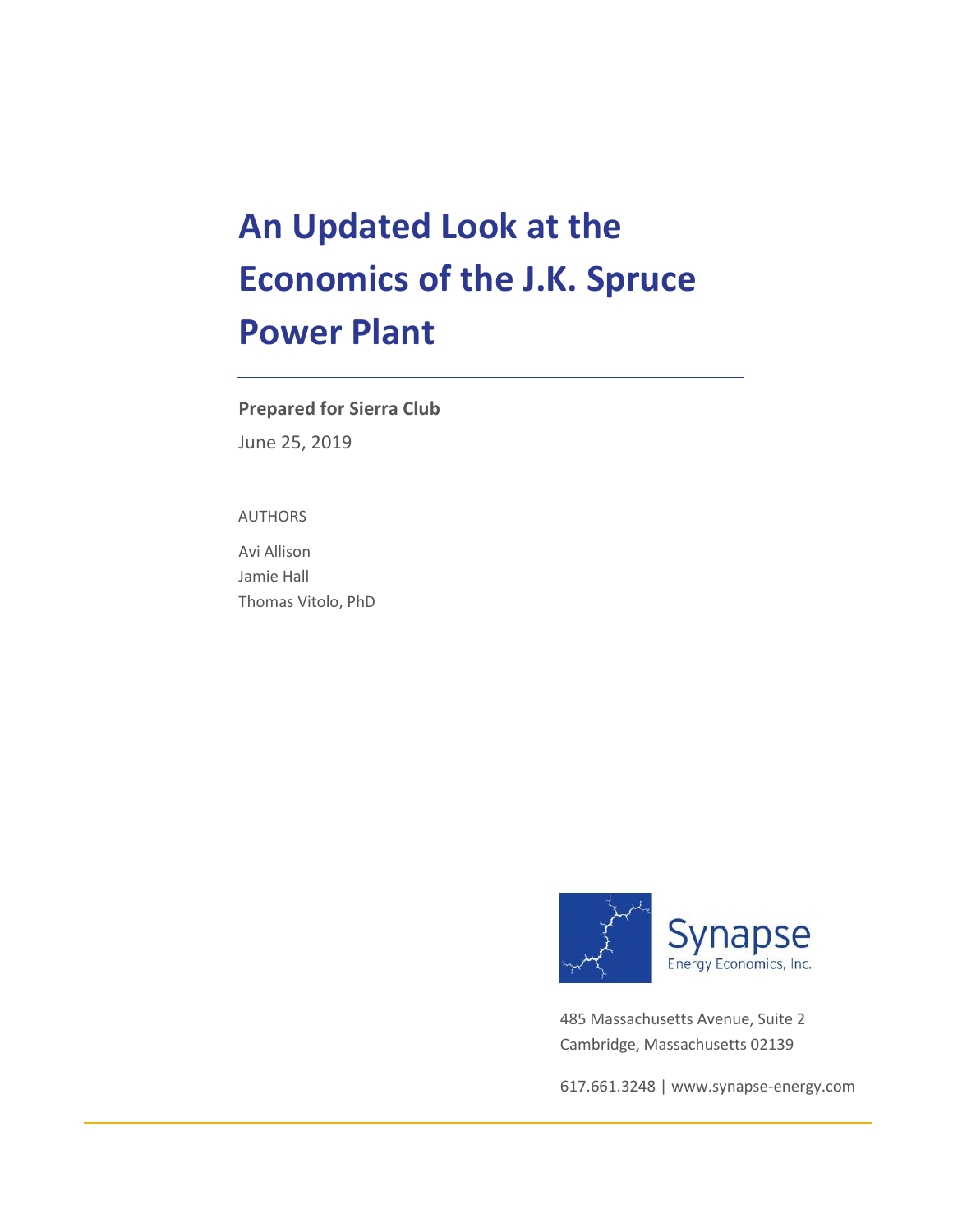# An Updated Look at the Economics of the J.K. Spruce Power Plant

**Prepared for Sierra Club**

June 25, 2019

AUTHORS

Avi Allison
Jamie Hall
Thomas Vitolo, PhD

Synapse
Energy Economics, Inc.

485 Massachusetts Avenue, Suite 2
Cambridge, Massachusetts 02139

617.661.3248 | www.synapse-energy.com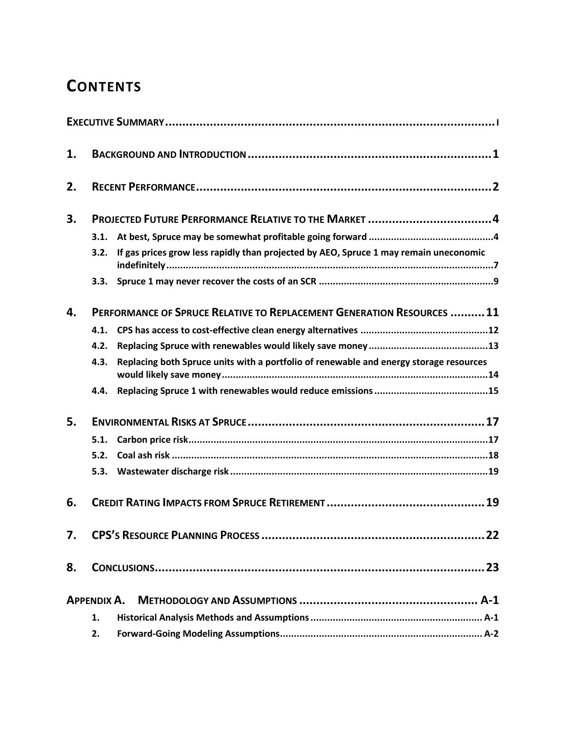# CONTENTS

**EXECUTIVE SUMMARY** ........ I

**1. BACKGROUND AND INTRODUCTION** ........ 1

**2. RECENT PERFORMANCE** ........ 2

**3. PROJECTED FUTURE PERFORMANCE RELATIVE TO THE MARKET** ........ 4

- **3.1. At best, Spruce may be somewhat profitable going forward** ........ 4
- **3.2. If gas prices grow less rapidly than projected by AEO, Spruce 1 may remain uneconomic indefinitely** ........ 7
- **3.3. Spruce 1 may never recover the costs of an SCR** ........ 9

**4. PERFORMANCE OF SPRUCE RELATIVE TO REPLACEMENT GENERATION RESOURCES** ........ 11

- **4.1. CPS has access to cost-effective clean energy alternatives** ........ 12
- **4.2. Replacing Spruce with renewables would likely save money** ........ 13
- **4.3. Replacing both Spruce units with a portfolio of renewable and energy storage resources would likely save money** ........ 14
- **4.4. Replacing Spruce 1 with renewables would reduce emissions** ........ 15

**5. ENVIRONMENTAL RISKS AT SPRUCE** ........ 17

- **5.1. Carbon price risk** ........ 17
- **5.2. Coal ash risk** ........ 18
- **5.3. Wastewater discharge risk** ........ 19

**6. CREDIT RATING IMPACTS FROM SPRUCE RETIREMENT** ........ 19

**7. CPS'S RESOURCE PLANNING PROCESS** ........ 22

**8. CONCLUSIONS** ........ 23

**APPENDIX A. METHODOLOGY AND ASSUMPTIONS** ........ A-1

- **1. Historical Analysis Methods and Assumptions** ........ A-1
- **2. Forward-Going Modeling Assumptions** ........ A-2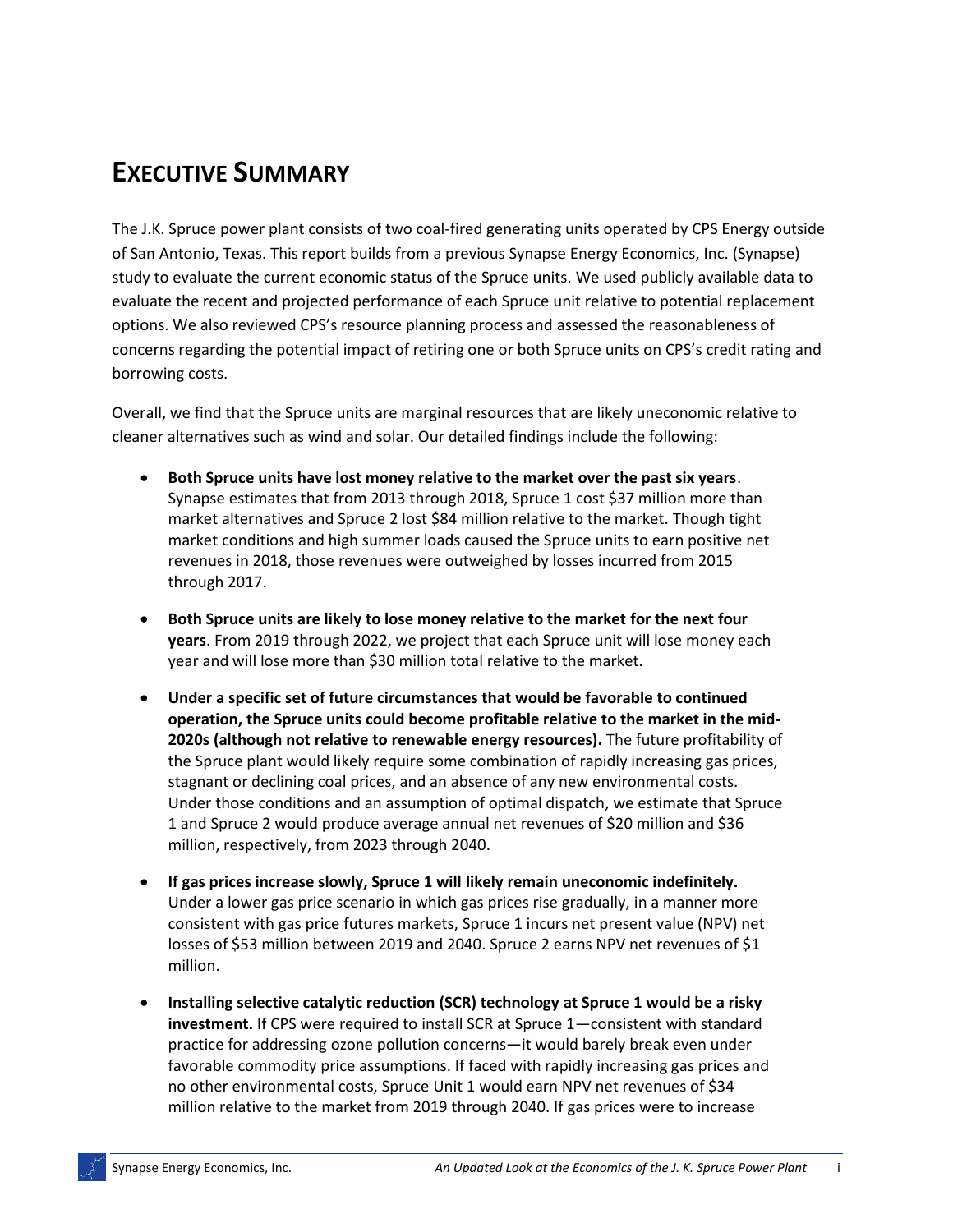# EXECUTIVE SUMMARY

The J.K. Spruce power plant consists of two coal-fired generating units operated by CPS Energy outside of San Antonio, Texas. This report builds from a previous Synapse Energy Economics, Inc. (Synapse) study to evaluate the current economic status of the Spruce units. We used publicly available data to evaluate the recent and projected performance of each Spruce unit relative to potential replacement options. We also reviewed CPS's resource planning process and assessed the reasonableness of concerns regarding the potential impact of retiring one or both Spruce units on CPS's credit rating and borrowing costs.

Overall, we find that the Spruce units are marginal resources that are likely uneconomic relative to cleaner alternatives such as wind and solar. Our detailed findings include the following:

- **Both Spruce units have lost money relative to the market over the past six years**. Synapse estimates that from 2013 through 2018, Spruce 1 cost $37 million more than market alternatives and Spruce 2 lost $84 million relative to the market. Though tight market conditions and high summer loads caused the Spruce units to earn positive net revenues in 2018, those revenues were outweighed by losses incurred from 2015 through 2017.
- **Both Spruce units are likely to lose money relative to the market for the next four years**. From 2019 through 2022, we project that each Spruce unit will lose money each year and will lose more than $30 million total relative to the market.
- **Under a specific set of future circumstances that would be favorable to continued operation, the Spruce units could become profitable relative to the market in the mid-2020s (although not relative to renewable energy resources).** The future profitability of the Spruce plant would likely require some combination of rapidly increasing gas prices, stagnant or declining coal prices, and an absence of any new environmental costs. Under those conditions and an assumption of optimal dispatch, we estimate that Spruce 1 and Spruce 2 would produce average annual net revenues of $20 million and $36 million, respectively, from 2023 through 2040.
- **If gas prices increase slowly, Spruce 1 will likely remain uneconomic indefinitely.** Under a lower gas price scenario in which gas prices rise gradually, in a manner more consistent with gas price futures markets, Spruce 1 incurs net present value (NPV) net losses of $53 million between 2019 and 2040. Spruce 2 earns NPV net revenues of $1 million.
- **Installing selective catalytic reduction (SCR) technology at Spruce 1 would be a risky investment.** If CPS were required to install SCR at Spruce 1—consistent with standard practice for addressing ozone pollution concerns—it would barely break even under favorable commodity price assumptions. If faced with rapidly increasing gas prices and no other environmental costs, Spruce Unit 1 would earn NPV net revenues of $34 million relative to the market from 2019 through 2040. If gas prices were to increase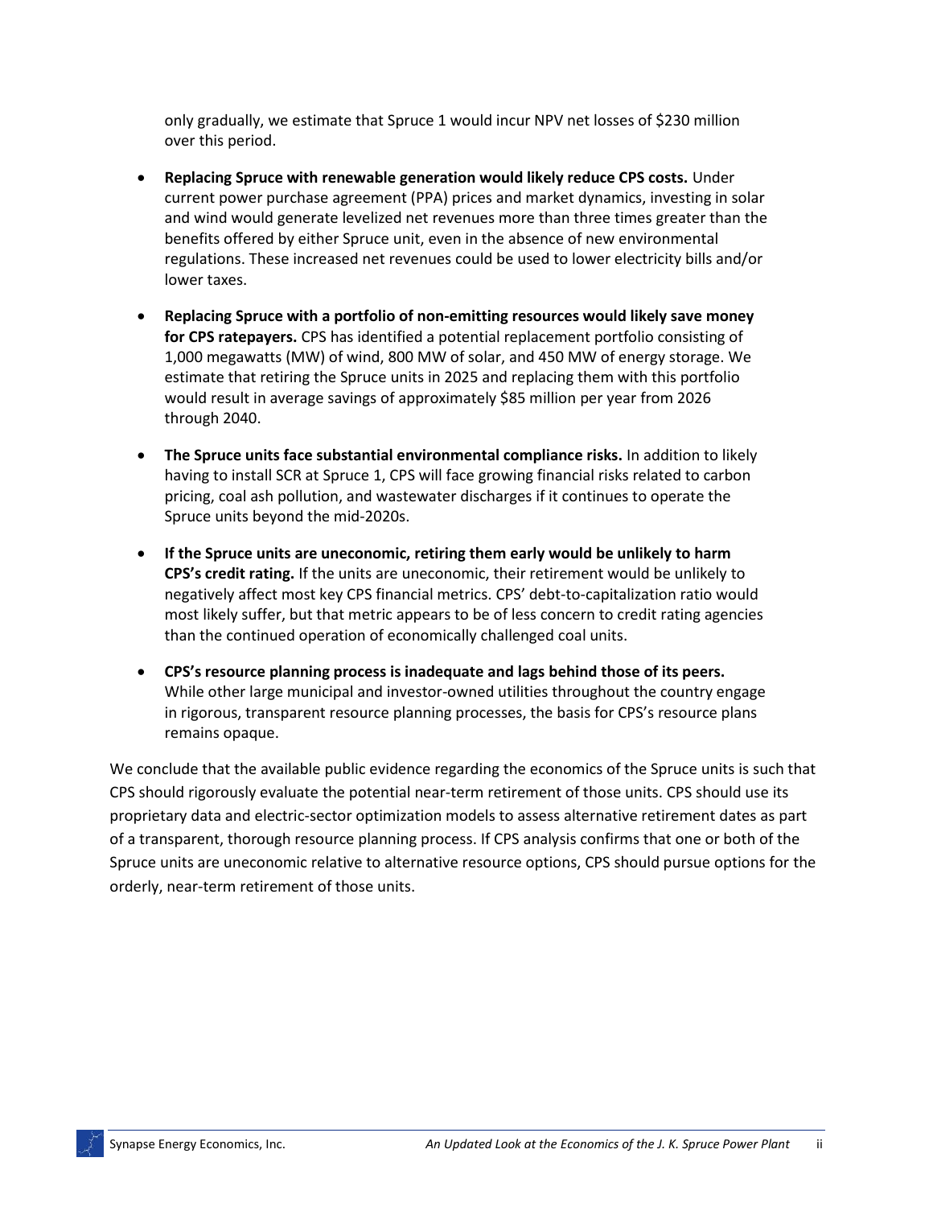only gradually, we estimate that Spruce 1 would incur NPV net losses of $230 million over this period.

- **Replacing Spruce with renewable generation would likely reduce CPS costs.** Under current power purchase agreement (PPA) prices and market dynamics, investing in solar and wind would generate levelized net revenues more than three times greater than the benefits offered by either Spruce unit, even in the absence of new environmental regulations. These increased net revenues could be used to lower electricity bills and/or lower taxes.
- **Replacing Spruce with a portfolio of non-emitting resources would likely save money for CPS ratepayers.** CPS has identified a potential replacement portfolio consisting of 1,000 megawatts (MW) of wind, 800 MW of solar, and 450 MW of energy storage. We estimate that retiring the Spruce units in 2025 and replacing them with this portfolio would result in average savings of approximately $85 million per year from 2026 through 2040.
- **The Spruce units face substantial environmental compliance risks.** In addition to likely having to install SCR at Spruce 1, CPS will face growing financial risks related to carbon pricing, coal ash pollution, and wastewater discharges if it continues to operate the Spruce units beyond the mid-2020s.
- **If the Spruce units are uneconomic, retiring them early would be unlikely to harm CPS's credit rating.** If the units are uneconomic, their retirement would be unlikely to negatively affect most key CPS financial metrics. CPS' debt-to-capitalization ratio would most likely suffer, but that metric appears to be of less concern to credit rating agencies than the continued operation of economically challenged coal units.
- **CPS's resource planning process is inadequate and lags behind those of its peers.** While other large municipal and investor-owned utilities throughout the country engage in rigorous, transparent resource planning processes, the basis for CPS's resource plans remains opaque.

We conclude that the available public evidence regarding the economics of the Spruce units is such that CPS should rigorously evaluate the potential near-term retirement of those units. CPS should use its proprietary data and electric-sector optimization models to assess alternative retirement dates as part of a transparent, thorough resource planning process. If CPS analysis confirms that one or both of the Spruce units are uneconomic relative to alternative resource options, CPS should pursue options for the orderly, near-term retirement of those units.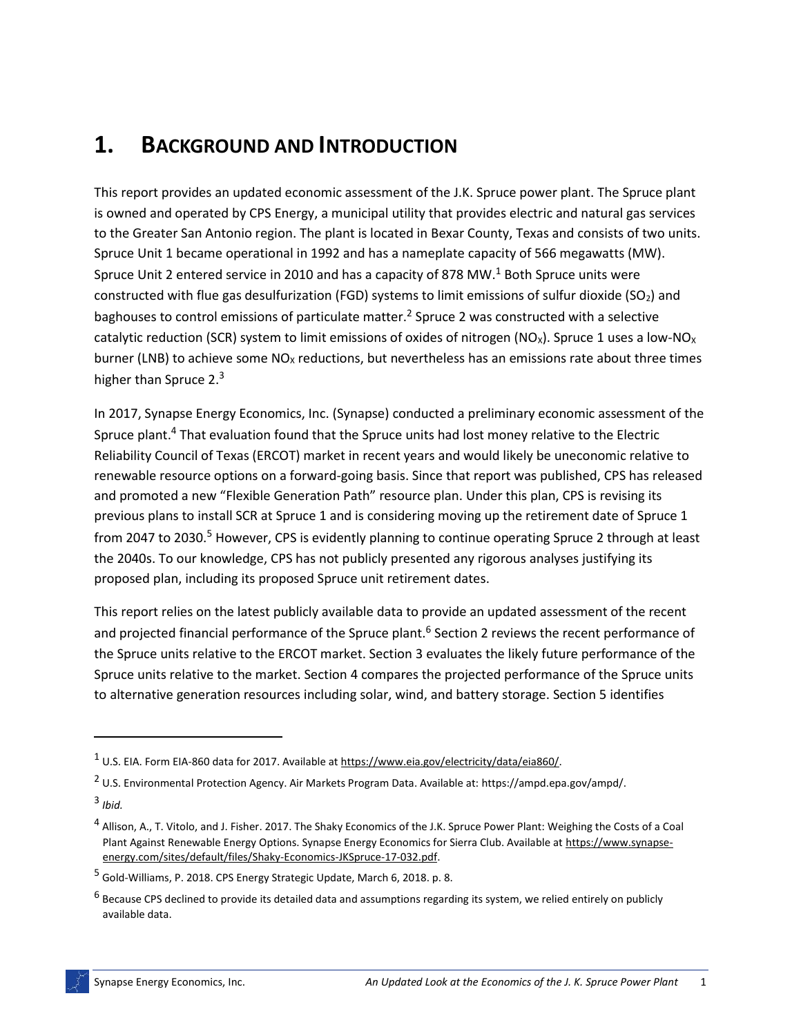# 1. BACKGROUND AND INTRODUCTION

This report provides an updated economic assessment of the J.K. Spruce power plant. The Spruce plant is owned and operated by CPS Energy, a municipal utility that provides electric and natural gas services to the Greater San Antonio region. The plant is located in Bexar County, Texas and consists of two units. Spruce Unit 1 became operational in 1992 and has a nameplate capacity of 566 megawatts (MW). Spruce Unit 2 entered service in 2010 and has a capacity of 878 MW.[1] Both Spruce units were constructed with flue gas desulfurization (FGD) systems to limit emissions of sulfur dioxide ($SO_2$) and baghouses to control emissions of particulate matter.[2] Spruce 2 was constructed with a selective catalytic reduction (SCR) system to limit emissions of oxides of nitrogen ($NO_X$). Spruce 1 uses a low-$NO_X$ burner (LNB) to achieve some $NO_X$ reductions, but nevertheless has an emissions rate about three times higher than Spruce 2.[3]

In 2017, Synapse Energy Economics, Inc. (Synapse) conducted a preliminary economic assessment of the Spruce plant.[4] That evaluation found that the Spruce units had lost money relative to the Electric Reliability Council of Texas (ERCOT) market in recent years and would likely be uneconomic relative to renewable resource options on a forward-going basis. Since that report was published, CPS has released and promoted a new "Flexible Generation Path" resource plan. Under this plan, CPS is revising its previous plans to install SCR at Spruce 1 and is considering moving up the retirement date of Spruce 1 from 2047 to 2030.[5] However, CPS is evidently planning to continue operating Spruce 2 through at least the 2040s. To our knowledge, CPS has not publicly presented any rigorous analyses justifying its proposed plan, including its proposed Spruce unit retirement dates.

This report relies on the latest publicly available data to provide an updated assessment of the recent and projected financial performance of the Spruce plant.[6] Section 2 reviews the recent performance of the Spruce units relative to the ERCOT market. Section 3 evaluates the likely future performance of the Spruce units relative to the market. Section 4 compares the projected performance of the Spruce units to alternative generation resources including solar, wind, and battery storage. Section 5 identifies

---

[1] U.S. EIA. Form EIA-860 data for 2017. Available at https://www.eia.gov/electricity/data/eia860/.

[2] U.S. Environmental Protection Agency. Air Markets Program Data. Available at: https://ampd.epa.gov/ampd/.

[3] *Ibid.*

[4] Allison, A., T. Vitolo, and J. Fisher. 2017. The Shaky Economics of the J.K. Spruce Power Plant: Weighing the Costs of a Coal Plant Against Renewable Energy Options. Synapse Energy Economics for Sierra Club. Available at https://www.synapse-energy.com/sites/default/files/Shaky-Economics-JKSpruce-17-032.pdf.

[5] Gold-Williams, P. 2018. CPS Energy Strategic Update, March 6, 2018. p. 8.

[6] Because CPS declined to provide its detailed data and assumptions regarding its system, we relied entirely on publicly available data.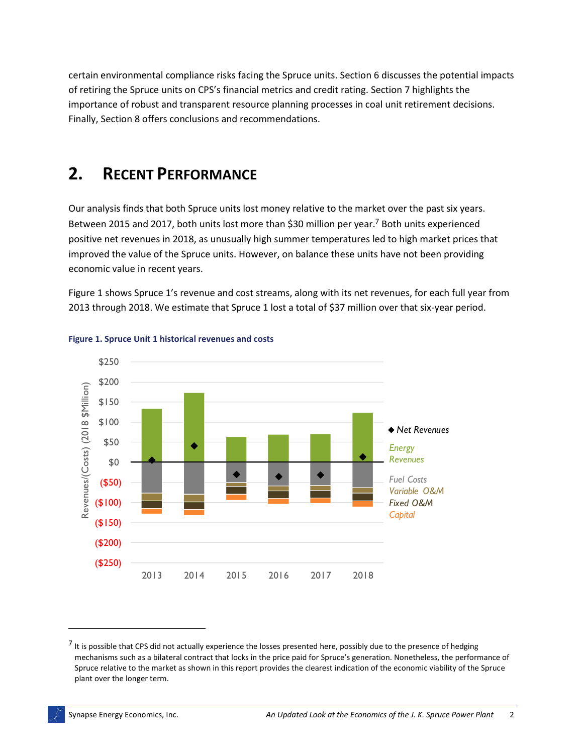certain environmental compliance risks facing the Spruce units. Section 6 discusses the potential impacts of retiring the Spruce units on CPS's financial metrics and credit rating. Section 7 highlights the importance of robust and transparent resource planning processes in coal unit retirement decisions. Finally, Section 8 offers conclusions and recommendations.

# 2. RECENT PERFORMANCE

Our analysis finds that both Spruce units lost money relative to the market over the past six years. Between 2015 and 2017, both units lost more than $30 million per year.[7] Both units experienced positive net revenues in 2018, as unusually high summer temperatures led to high market prices that improved the value of the Spruce units. However, on balance these units have not been providing economic value in recent years.

Figure 1 shows Spruce 1's revenue and cost streams, along with its net revenues, for each full year from 2013 through 2018. We estimate that Spruce 1 lost a total of $37 million over that six-year period.

**Figure 1. Spruce Unit 1 historical revenues and costs**

[7] It is possible that CPS did not actually experience the losses presented here, possibly due to the presence of hedging mechanisms such as a bilateral contract that locks in the price paid for Spruce's generation. Nonetheless, the performance of Spruce relative to the market as shown in this report provides the clearest indication of the economic viability of the Spruce plant over the longer term.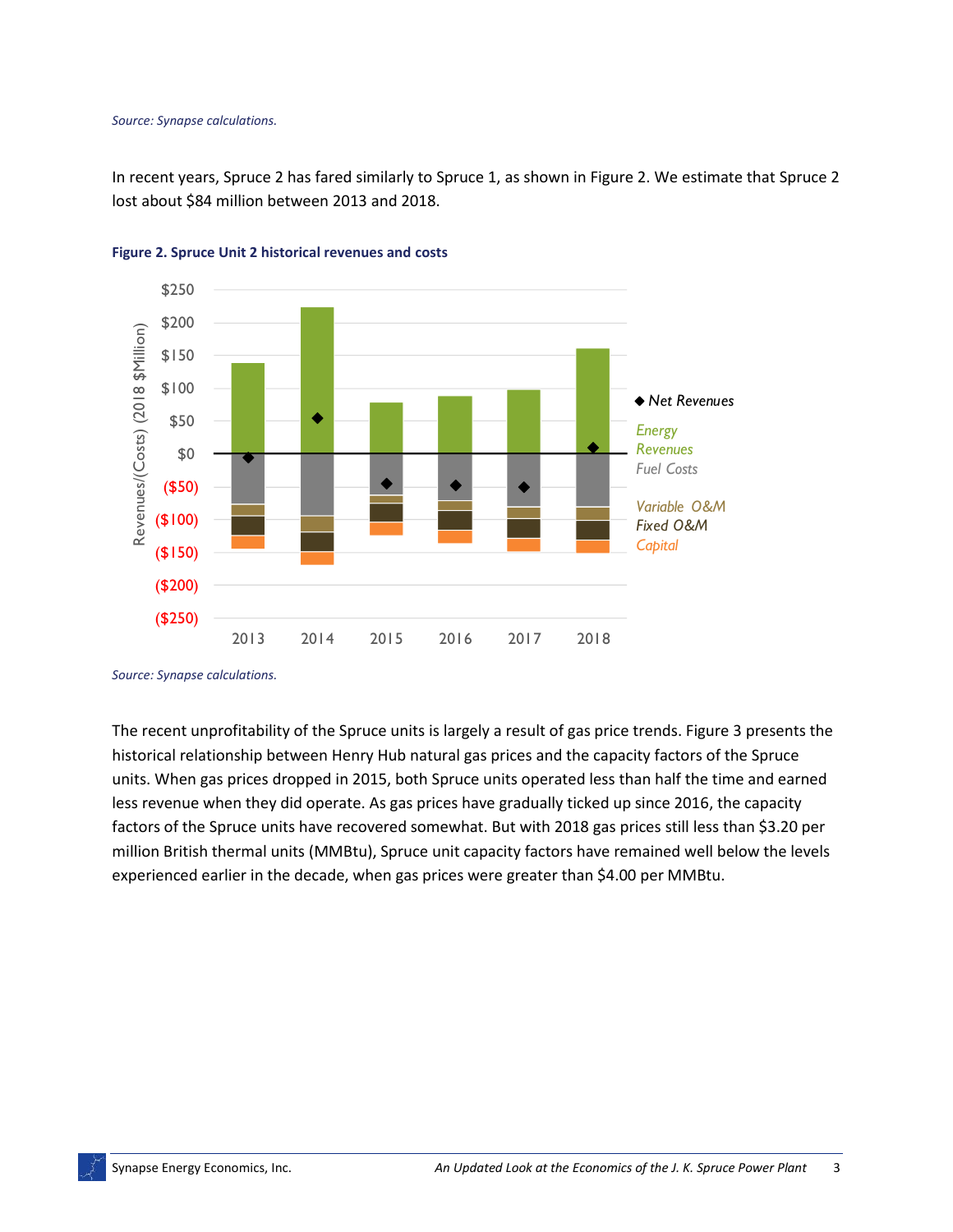*Source: Synapse calculations.*

In recent years, Spruce 2 has fared similarly to Spruce 1, as shown in Figure 2. We estimate that Spruce 2 lost about $84 million between 2013 and 2018.

**Figure 2. Spruce Unit 2 historical revenues and costs**

*Source: Synapse calculations.*

The recent unprofitability of the Spruce units is largely a result of gas price trends. Figure 3 presents the historical relationship between Henry Hub natural gas prices and the capacity factors of the Spruce units. When gas prices dropped in 2015, both Spruce units operated less than half the time and earned less revenue when they did operate. As gas prices have gradually ticked up since 2016, the capacity factors of the Spruce units have recovered somewhat. But with 2018 gas prices still less than $3.20 per million British thermal units (MMBtu), Spruce unit capacity factors have remained well below the levels experienced earlier in the decade, when gas prices were greater than $4.00 per MMBtu.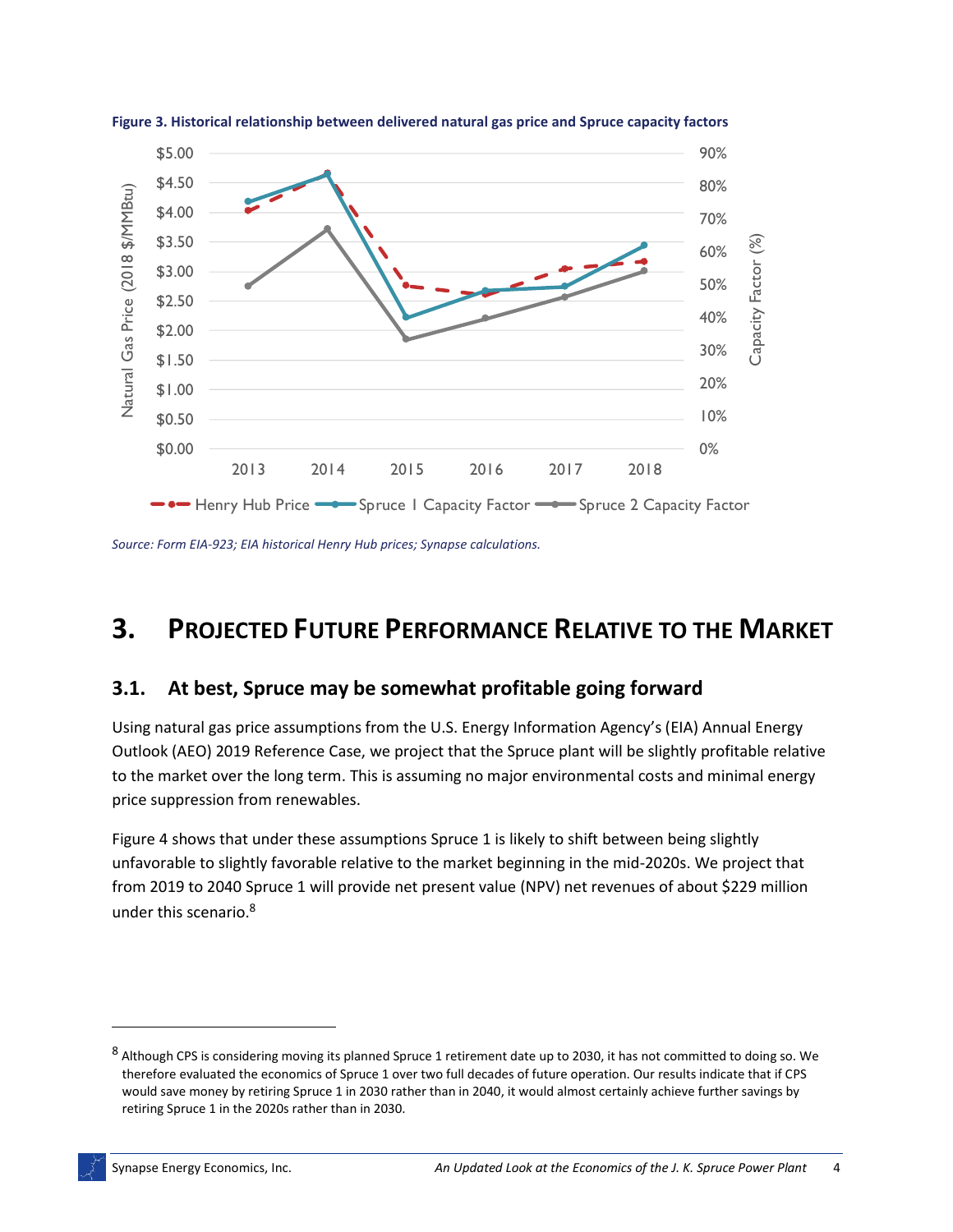**Figure 3. Historical relationship between delivered natural gas price and Spruce capacity factors**

*Source: Form EIA-923; EIA historical Henry Hub prices; Synapse calculations.*

# 3. Projected Future Performance Relative to the Market

## 3.1. At best, Spruce may be somewhat profitable going forward

Using natural gas price assumptions from the U.S. Energy Information Agency's (EIA) Annual Energy Outlook (AEO) 2019 Reference Case, we project that the Spruce plant will be slightly profitable relative to the market over the long term. This is assuming no major environmental costs and minimal energy price suppression from renewables.

Figure 4 shows that under these assumptions Spruce 1 is likely to shift between being slightly unfavorable to slightly favorable relative to the market beginning in the mid-2020s. We project that from 2019 to 2040 Spruce 1 will provide net present value (NPV) net revenues of about $229 million under this scenario.[8]

---

[8] Although CPS is considering moving its planned Spruce 1 retirement date up to 2030, it has not committed to doing so. We therefore evaluated the economics of Spruce 1 over two full decades of future operation. Our results indicate that if CPS would save money by retiring Spruce 1 in 2030 rather than in 2040, it would almost certainly achieve further savings by retiring Spruce 1 in the 2020s rather than in 2030.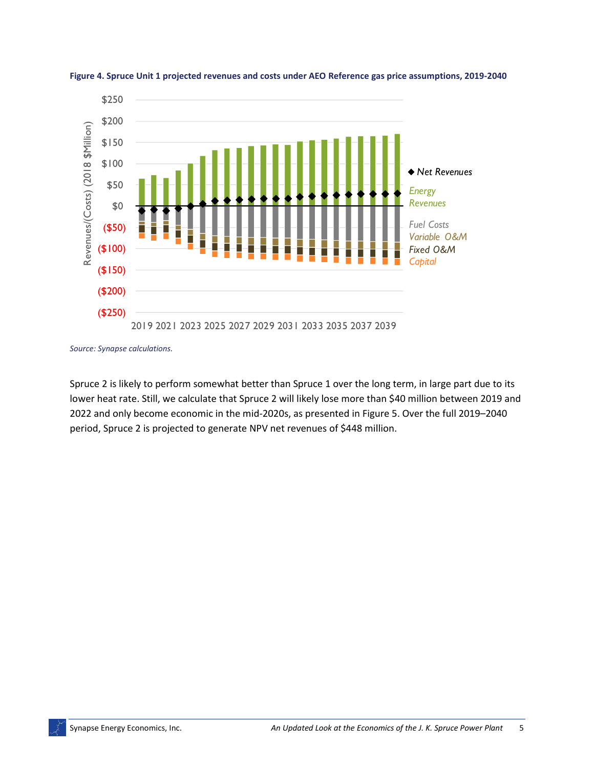**Figure 4. Spruce Unit 1 projected revenues and costs under AEO Reference gas price assumptions, 2019-2040**

*Source: Synapse calculations.*

Spruce 2 is likely to perform somewhat better than Spruce 1 over the long term, in large part due to its lower heat rate. Still, we calculate that Spruce 2 will likely lose more than $40 million between 2019 and 2022 and only become economic in the mid-2020s, as presented in Figure 5. Over the full 2019–2040 period, Spruce 2 is projected to generate NPV net revenues of $448 million.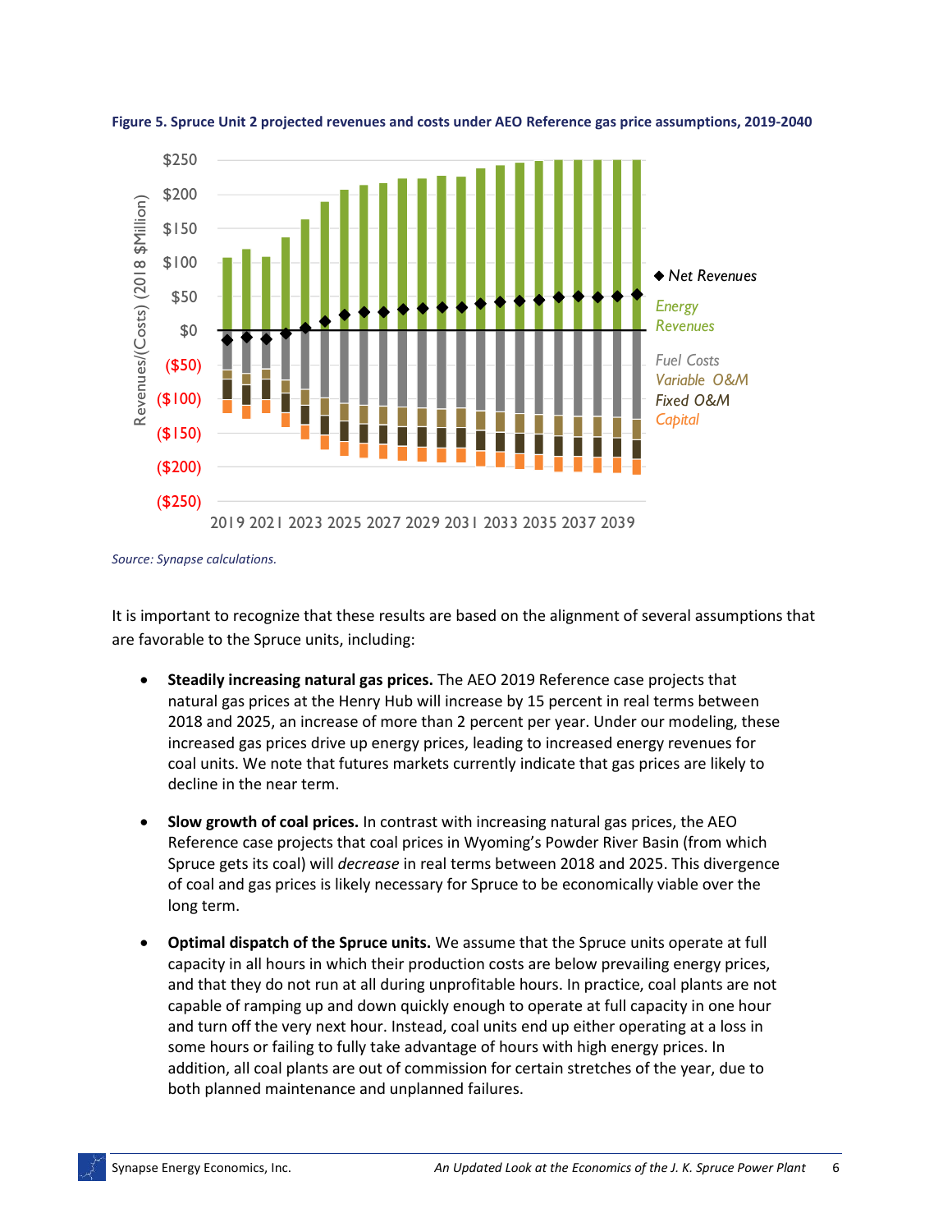**Figure 5. Spruce Unit 2 projected revenues and costs under AEO Reference gas price assumptions, 2019-2040**

*Source: Synapse calculations.*

It is important to recognize that these results are based on the alignment of several assumptions that are favorable to the Spruce units, including:

- **Steadily increasing natural gas prices.** The AEO 2019 Reference case projects that natural gas prices at the Henry Hub will increase by 15 percent in real terms between 2018 and 2025, an increase of more than 2 percent per year. Under our modeling, these increased gas prices drive up energy prices, leading to increased energy revenues for coal units. We note that futures markets currently indicate that gas prices are likely to decline in the near term.

- **Slow growth of coal prices.** In contrast with increasing natural gas prices, the AEO Reference case projects that coal prices in Wyoming's Powder River Basin (from which Spruce gets its coal) will *decrease* in real terms between 2018 and 2025. This divergence of coal and gas prices is likely necessary for Spruce to be economically viable over the long term.

- **Optimal dispatch of the Spruce units.** We assume that the Spruce units operate at full capacity in all hours in which their production costs are below prevailing energy prices, and that they do not run at all during unprofitable hours. In practice, coal plants are not capable of ramping up and down quickly enough to operate at full capacity in one hour and turn off the very next hour. Instead, coal units end up either operating at a loss in some hours or failing to fully take advantage of hours with high energy prices. In addition, all coal plants are out of commission for certain stretches of the year, due to both planned maintenance and unplanned failures.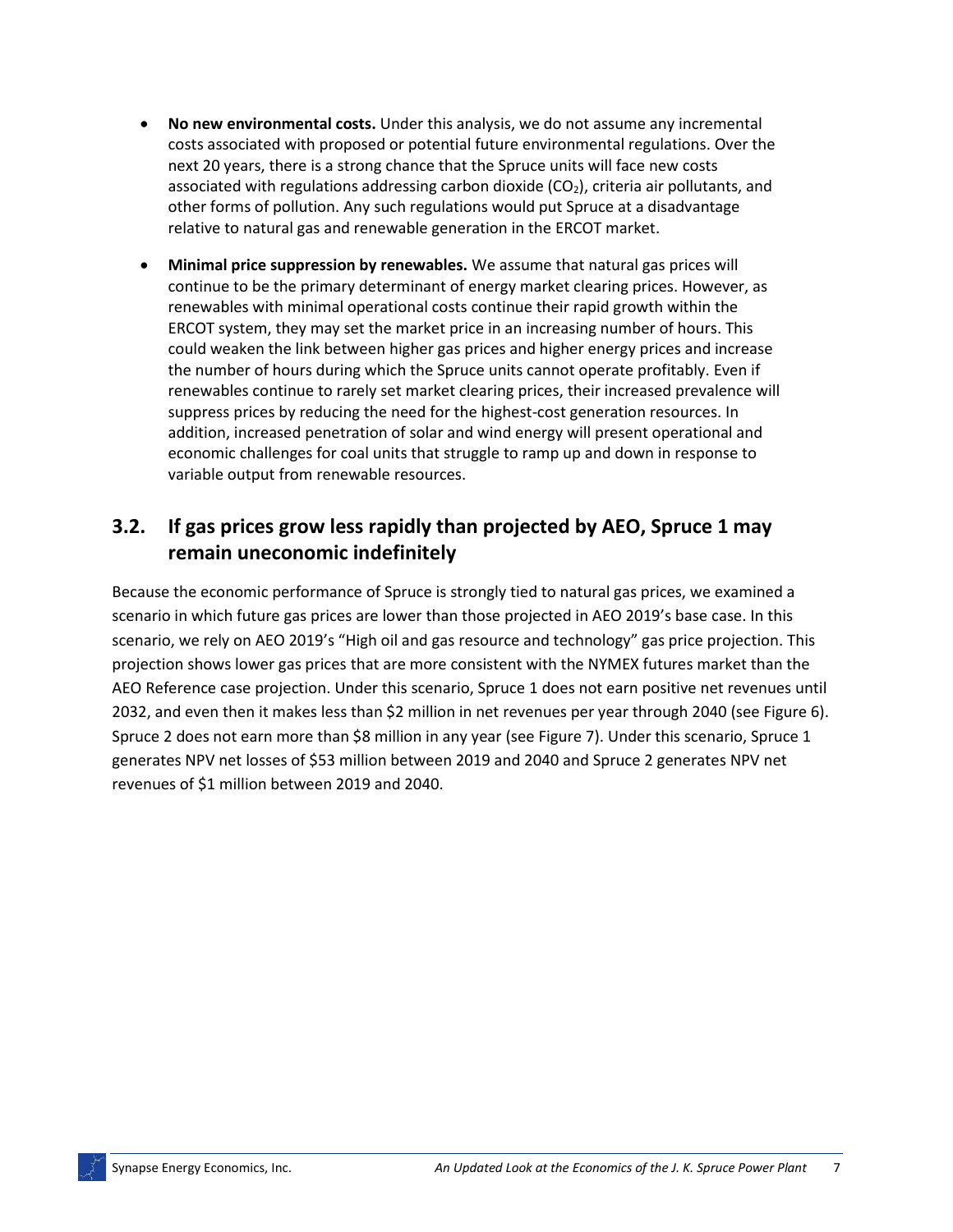- **No new environmental costs.** Under this analysis, we do not assume any incremental costs associated with proposed or potential future environmental regulations. Over the next 20 years, there is a strong chance that the Spruce units will face new costs associated with regulations addressing carbon dioxide ($CO_2$), criteria air pollutants, and other forms of pollution. Any such regulations would put Spruce at a disadvantage relative to natural gas and renewable generation in the ERCOT market.
- **Minimal price suppression by renewables.** We assume that natural gas prices will continue to be the primary determinant of energy market clearing prices. However, as renewables with minimal operational costs continue their rapid growth within the ERCOT system, they may set the market price in an increasing number of hours. This could weaken the link between higher gas prices and higher energy prices and increase the number of hours during which the Spruce units cannot operate profitably. Even if renewables continue to rarely set market clearing prices, their increased prevalence will suppress prices by reducing the need for the highest-cost generation resources. In addition, increased penetration of solar and wind energy will present operational and economic challenges for coal units that struggle to ramp up and down in response to variable output from renewable resources.

## 3.2. If gas prices grow less rapidly than projected by AEO, Spruce 1 may remain uneconomic indefinitely

Because the economic performance of Spruce is strongly tied to natural gas prices, we examined a scenario in which future gas prices are lower than those projected in AEO 2019's base case. In this scenario, we rely on AEO 2019's "High oil and gas resource and technology" gas price projection. This projection shows lower gas prices that are more consistent with the NYMEX futures market than the AEO Reference case projection. Under this scenario, Spruce 1 does not earn positive net revenues until 2032, and even then it makes less than $2 million in net revenues per year through 2040 (see Figure 6). Spruce 2 does not earn more than $8 million in any year (see Figure 7). Under this scenario, Spruce 1 generates NPV net losses of $53 million between 2019 and 2040 and Spruce 2 generates NPV net revenues of $1 million between 2019 and 2040.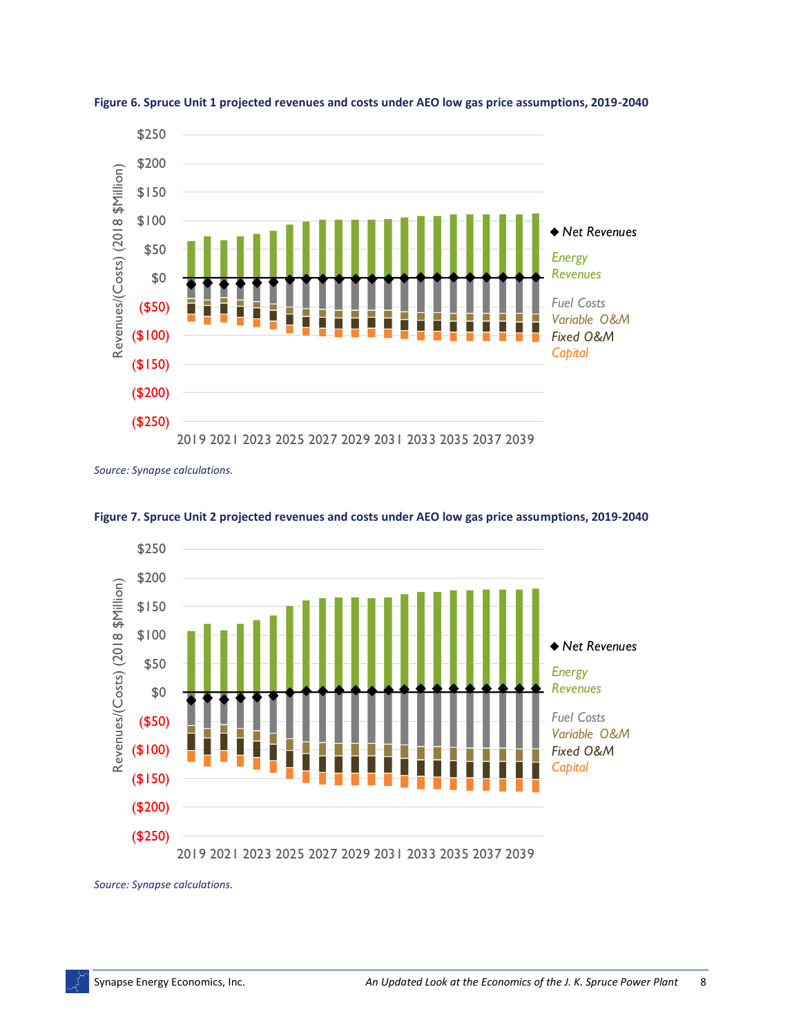**Figure 6. Spruce Unit 1 projected revenues and costs under AEO low gas price assumptions, 2019-2040**

*Source: Synapse calculations.*

**Figure 7. Spruce Unit 2 projected revenues and costs under AEO low gas price assumptions, 2019-2040**

*Source: Synapse calculations.*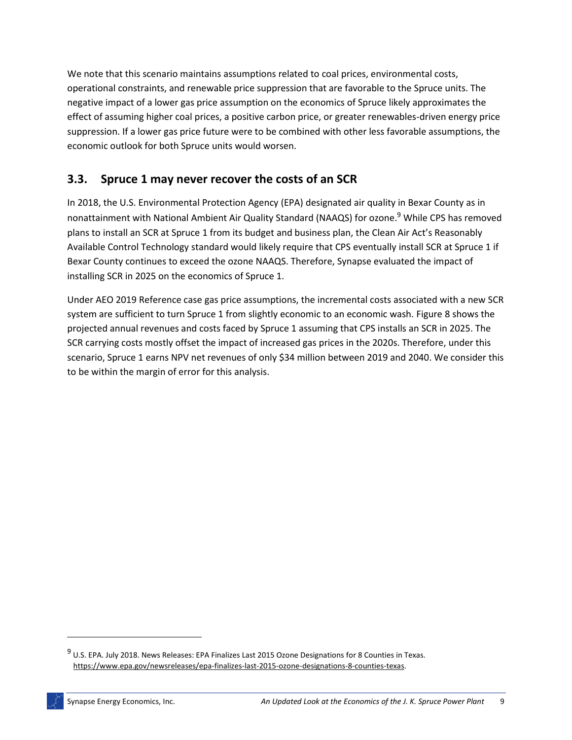We note that this scenario maintains assumptions related to coal prices, environmental costs, operational constraints, and renewable price suppression that are favorable to the Spruce units. The negative impact of a lower gas price assumption on the economics of Spruce likely approximates the effect of assuming higher coal prices, a positive carbon price, or greater renewables-driven energy price suppression. If a lower gas price future were to be combined with other less favorable assumptions, the economic outlook for both Spruce units would worsen.

## 3.3. Spruce 1 may never recover the costs of an SCR

In 2018, the U.S. Environmental Protection Agency (EPA) designated air quality in Bexar County as in nonattainment with National Ambient Air Quality Standard (NAAQS) for ozone.[9] While CPS has removed plans to install an SCR at Spruce 1 from its budget and business plan, the Clean Air Act's Reasonably Available Control Technology standard would likely require that CPS eventually install SCR at Spruce 1 if Bexar County continues to exceed the ozone NAAQS. Therefore, Synapse evaluated the impact of installing SCR in 2025 on the economics of Spruce 1.

Under AEO 2019 Reference case gas price assumptions, the incremental costs associated with a new SCR system are sufficient to turn Spruce 1 from slightly economic to an economic wash. Figure 8 shows the projected annual revenues and costs faced by Spruce 1 assuming that CPS installs an SCR in 2025. The SCR carrying costs mostly offset the impact of increased gas prices in the 2020s. Therefore, under this scenario, Spruce 1 earns NPV net revenues of only $34 million between 2019 and 2040. We consider this to be within the margin of error for this analysis.

---

[9] U.S. EPA. July 2018. News Releases: EPA Finalizes Last 2015 Ozone Designations for 8 Counties in Texas. https://www.epa.gov/newsreleases/epa-finalizes-last-2015-ozone-designations-8-counties-texas.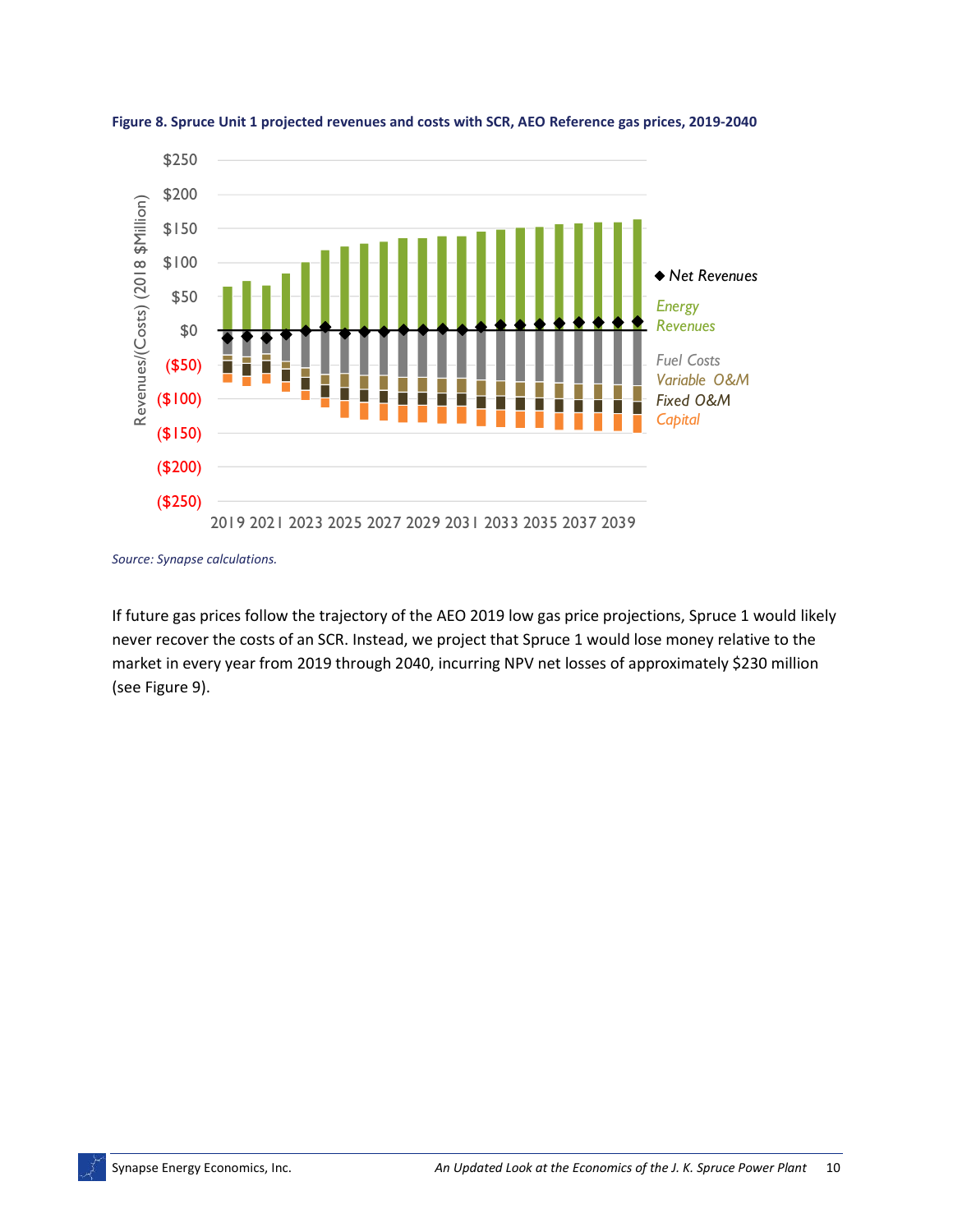**Figure 8. Spruce Unit 1 projected revenues and costs with SCR, AEO Reference gas prices, 2019-2040**

*Source: Synapse calculations.*

If future gas prices follow the trajectory of the AEO 2019 low gas price projections, Spruce 1 would likely never recover the costs of an SCR. Instead, we project that Spruce 1 would lose money relative to the market in every year from 2019 through 2040, incurring NPV net losses of approximately $230 million (see Figure 9).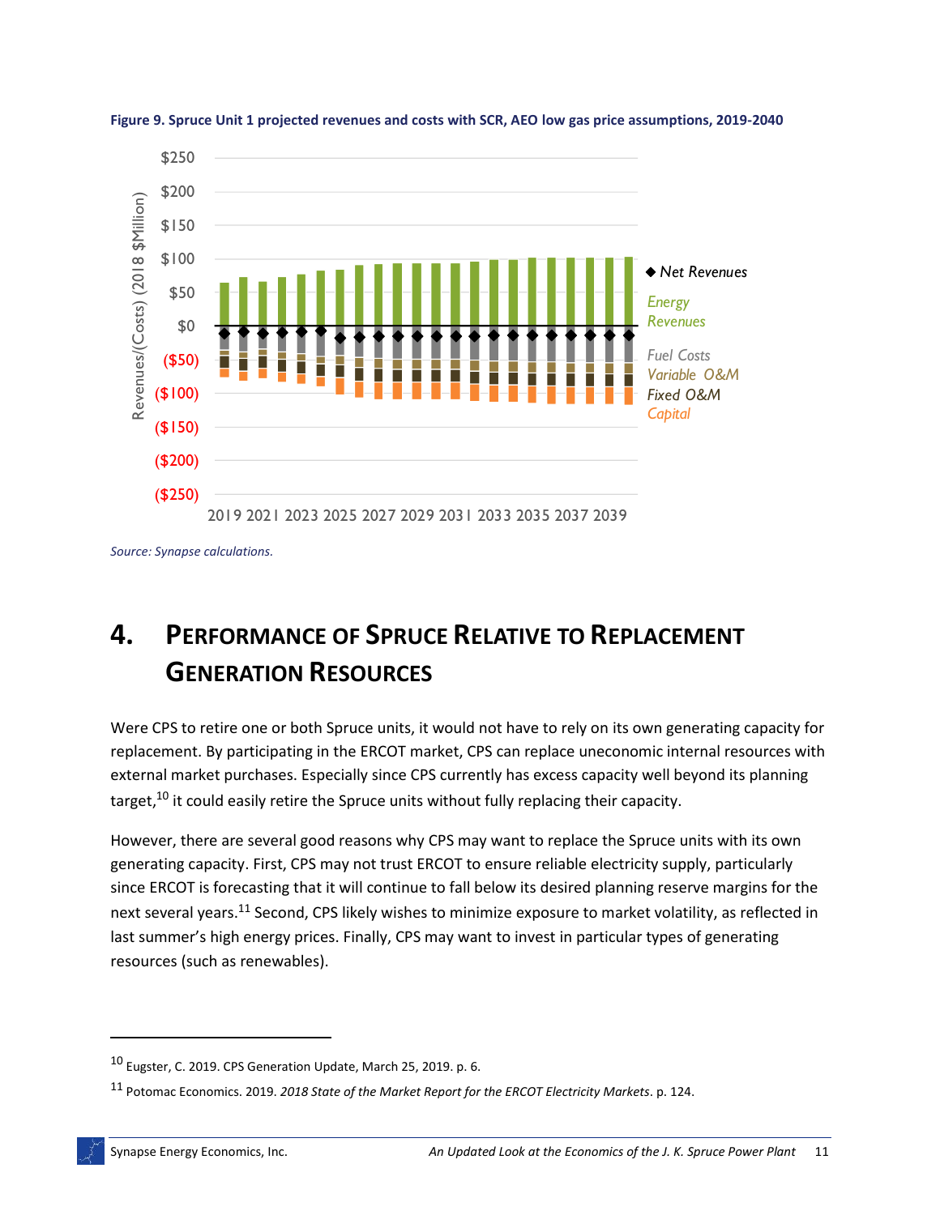**Figure 9. Spruce Unit 1 projected revenues and costs with SCR, AEO low gas price assumptions, 2019-2040**

*Source: Synapse calculations.*

# 4. Performance of Spruce Relative to Replacement Generation Resources

Were CPS to retire one or both Spruce units, it would not have to rely on its own generating capacity for replacement. By participating in the ERCOT market, CPS can replace uneconomic internal resources with external market purchases. Especially since CPS currently has excess capacity well beyond its planning target,[10] it could easily retire the Spruce units without fully replacing their capacity.

However, there are several good reasons why CPS may want to replace the Spruce units with its own generating capacity. First, CPS may not trust ERCOT to ensure reliable electricity supply, particularly since ERCOT is forecasting that it will continue to fall below its desired planning reserve margins for the next several years.[11] Second, CPS likely wishes to minimize exposure to market volatility, as reflected in last summer's high energy prices. Finally, CPS may want to invest in particular types of generating resources (such as renewables).

---

[10] Eugster, C. 2019. CPS Generation Update, March 25, 2019. p. 6.

[11] Potomac Economics. 2019. *2018 State of the Market Report for the ERCOT Electricity Markets*. p. 124.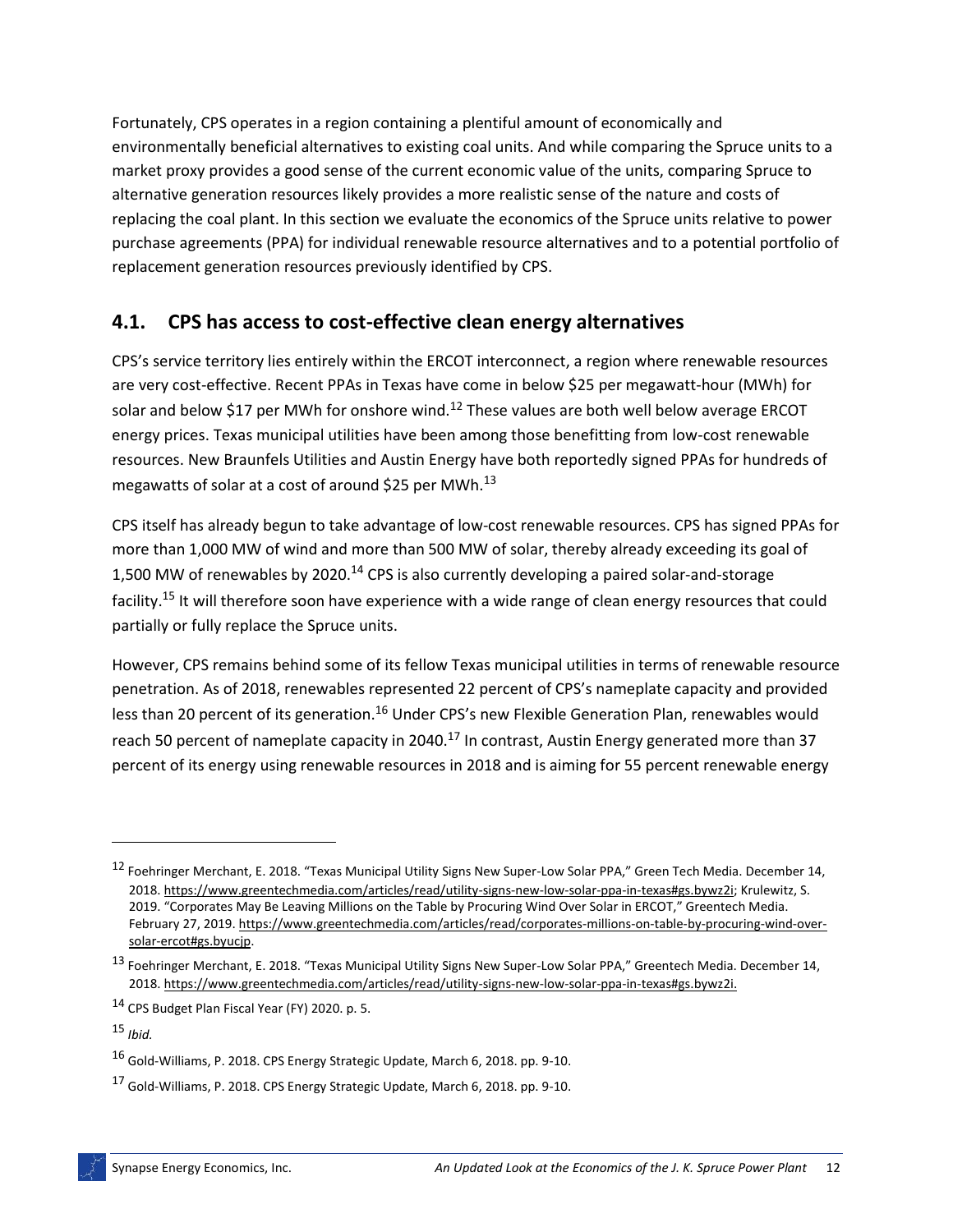Fortunately, CPS operates in a region containing a plentiful amount of economically and environmentally beneficial alternatives to existing coal units. And while comparing the Spruce units to a market proxy provides a good sense of the current economic value of the units, comparing Spruce to alternative generation resources likely provides a more realistic sense of the nature and costs of replacing the coal plant. In this section we evaluate the economics of the Spruce units relative to power purchase agreements (PPA) for individual renewable resource alternatives and to a potential portfolio of replacement generation resources previously identified by CPS.

## 4.1. CPS has access to cost-effective clean energy alternatives

CPS's service territory lies entirely within the ERCOT interconnect, a region where renewable resources are very cost-effective. Recent PPAs in Texas have come in below $25 per megawatt-hour (MWh) for solar and below $17 per MWh for onshore wind.[12] These values are both well below average ERCOT energy prices. Texas municipal utilities have been among those benefitting from low-cost renewable resources. New Braunfels Utilities and Austin Energy have both reportedly signed PPAs for hundreds of megawatts of solar at a cost of around $25 per MWh.[13]

CPS itself has already begun to take advantage of low-cost renewable resources. CPS has signed PPAs for more than 1,000 MW of wind and more than 500 MW of solar, thereby already exceeding its goal of 1,500 MW of renewables by 2020.[14] CPS is also currently developing a paired solar-and-storage facility.[15] It will therefore soon have experience with a wide range of clean energy resources that could partially or fully replace the Spruce units.

However, CPS remains behind some of its fellow Texas municipal utilities in terms of renewable resource penetration. As of 2018, renewables represented 22 percent of CPS's nameplate capacity and provided less than 20 percent of its generation.[16] Under CPS's new Flexible Generation Plan, renewables would reach 50 percent of nameplate capacity in 2040.[17] In contrast, Austin Energy generated more than 37 percent of its energy using renewable resources in 2018 and is aiming for 55 percent renewable energy

---

[12] Foehringer Merchant, E. 2018. "Texas Municipal Utility Signs New Super-Low Solar PPA," Green Tech Media. December 14, 2018. https://www.greentechmedia.com/articles/read/utility-signs-new-low-solar-ppa-in-texas#gs.bywz2i; Krulewitz, S. 2019. "Corporates May Be Leaving Millions on the Table by Procuring Wind Over Solar in ERCOT," Greentech Media. February 27, 2019. https://www.greentechmedia.com/articles/read/corporates-millions-on-table-by-procuring-wind-over-solar-ercot#gs.byucjp.

[13] Foehringer Merchant, E. 2018. "Texas Municipal Utility Signs New Super-Low Solar PPA," Greentech Media. December 14, 2018. https://www.greentechmedia.com/articles/read/utility-signs-new-low-solar-ppa-in-texas#gs.bywz2i.

[14] CPS Budget Plan Fiscal Year (FY) 2020. p. 5.

[15] *Ibid.*

[16] Gold-Williams, P. 2018. CPS Energy Strategic Update, March 6, 2018. pp. 9-10.

[17] Gold-Williams, P. 2018. CPS Energy Strategic Update, March 6, 2018. pp. 9-10.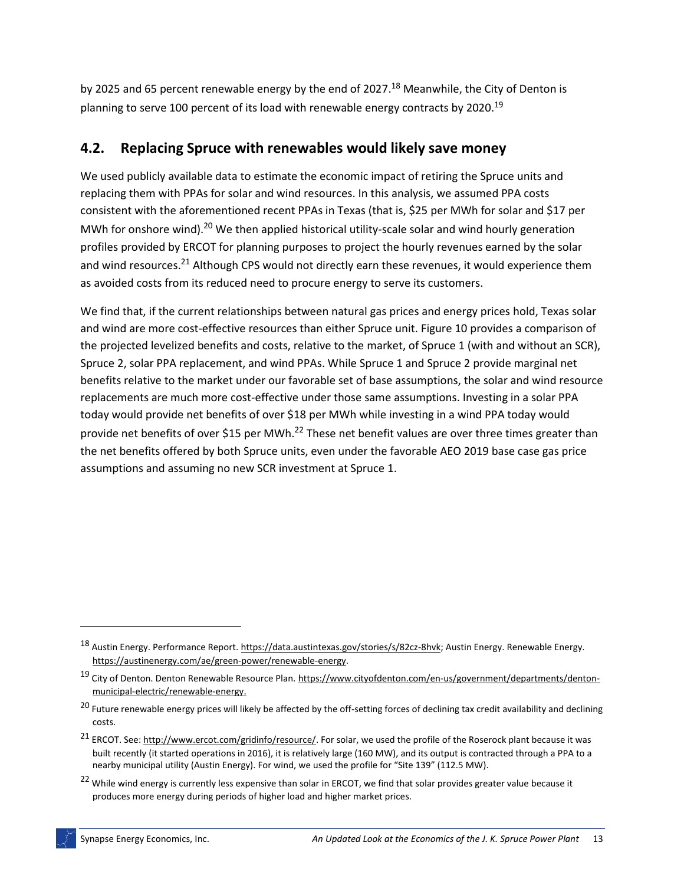by 2025 and 65 percent renewable energy by the end of 2027.[18] Meanwhile, the City of Denton is planning to serve 100 percent of its load with renewable energy contracts by 2020.[19]

## 4.2. Replacing Spruce with renewables would likely save money

We used publicly available data to estimate the economic impact of retiring the Spruce units and replacing them with PPAs for solar and wind resources. In this analysis, we assumed PPA costs consistent with the aforementioned recent PPAs in Texas (that is, $25 per MWh for solar and $17 per MWh for onshore wind).[20] We then applied historical utility-scale solar and wind hourly generation profiles provided by ERCOT for planning purposes to project the hourly revenues earned by the solar and wind resources.[21] Although CPS would not directly earn these revenues, it would experience them as avoided costs from its reduced need to procure energy to serve its customers.

We find that, if the current relationships between natural gas prices and energy prices hold, Texas solar and wind are more cost-effective resources than either Spruce unit. Figure 10 provides a comparison of the projected levelized benefits and costs, relative to the market, of Spruce 1 (with and without an SCR), Spruce 2, solar PPA replacement, and wind PPAs. While Spruce 1 and Spruce 2 provide marginal net benefits relative to the market under our favorable set of base assumptions, the solar and wind resource replacements are much more cost-effective under those same assumptions. Investing in a solar PPA today would provide net benefits of over $18 per MWh while investing in a wind PPA today would provide net benefits of over $15 per MWh.[22] These net benefit values are over three times greater than the net benefits offered by both Spruce units, even under the favorable AEO 2019 base case gas price assumptions and assuming no new SCR investment at Spruce 1.

---

[18] Austin Energy. Performance Report. https://data.austintexas.gov/stories/s/82cz-8hvk; Austin Energy. Renewable Energy. https://austinenergy.com/ae/green-power/renewable-energy.

[19] City of Denton. Denton Renewable Resource Plan. https://www.cityofdenton.com/en-us/government/departments/denton-municipal-electric/renewable-energy.

[20] Future renewable energy prices will likely be affected by the off-setting forces of declining tax credit availability and declining costs.

[21] ERCOT. See: http://www.ercot.com/gridinfo/resource/. For solar, we used the profile of the Roserock plant because it was built recently (it started operations in 2016), it is relatively large (160 MW), and its output is contracted through a PPA to a nearby municipal utility (Austin Energy). For wind, we used the profile for "Site 139" (112.5 MW).

[22] While wind energy is currently less expensive than solar in ERCOT, we find that solar provides greater value because it produces more energy during periods of higher load and higher market prices.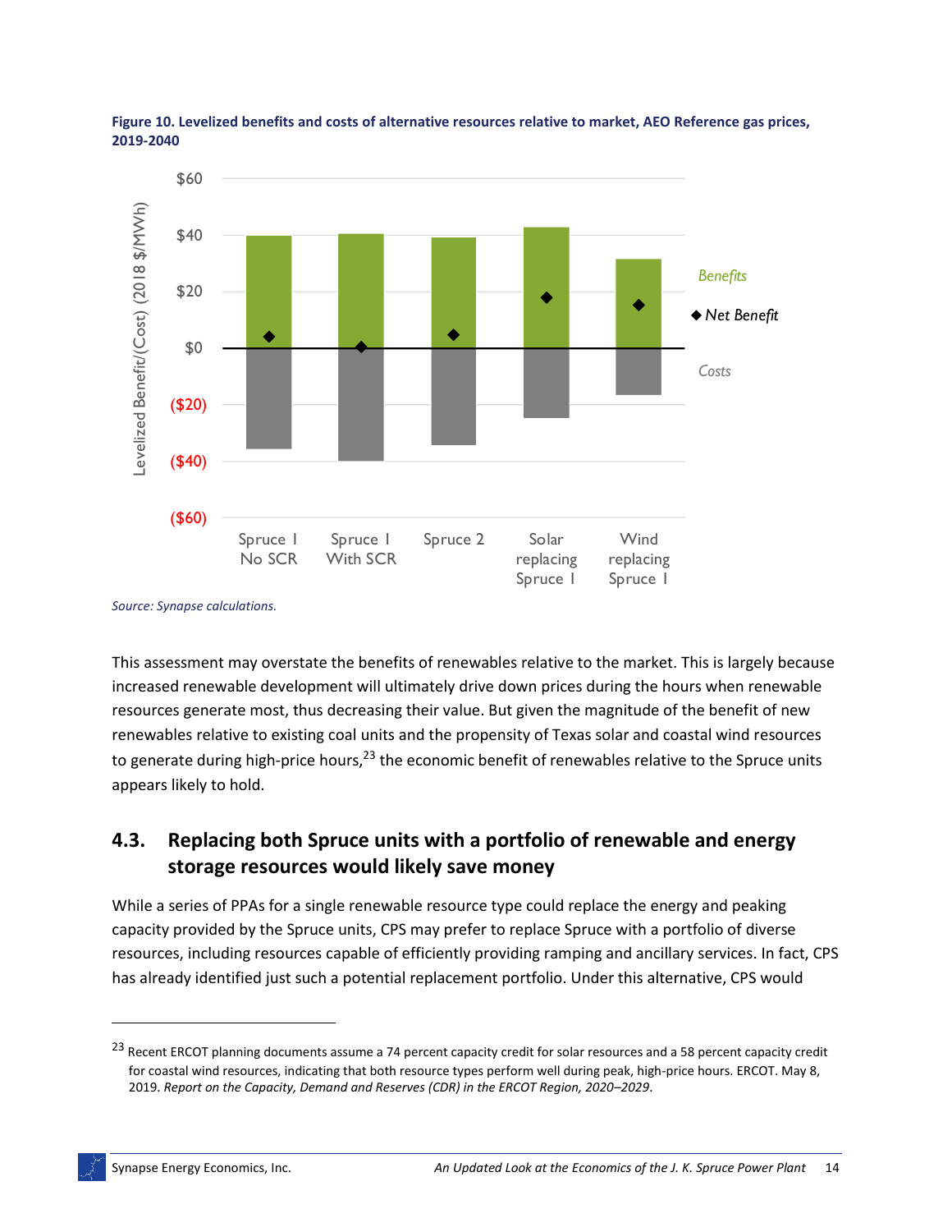**Figure 10. Levelized benefits and costs of alternative resources relative to market, AEO Reference gas prices, 2019-2040**

*Source: Synapse calculations.*

This assessment may overstate the benefits of renewables relative to the market. This is largely because increased renewable development will ultimately drive down prices during the hours when renewable resources generate most, thus decreasing their value. But given the magnitude of the benefit of new renewables relative to existing coal units and the propensity of Texas solar and coastal wind resources to generate during high-price hours,[23] the economic benefit of renewables relative to the Spruce units appears likely to hold.

## 4.3. Replacing both Spruce units with a portfolio of renewable and energy storage resources would likely save money

While a series of PPAs for a single renewable resource type could replace the energy and peaking capacity provided by the Spruce units, CPS may prefer to replace Spruce with a portfolio of diverse resources, including resources capable of efficiently providing ramping and ancillary services. In fact, CPS has already identified just such a potential replacement portfolio. Under this alternative, CPS would

[23] Recent ERCOT planning documents assume a 74 percent capacity credit for solar resources and a 58 percent capacity credit for coastal wind resources, indicating that both resource types perform well during peak, high-price hours. ERCOT. May 8, 2019. *Report on the Capacity, Demand and Reserves (CDR) in the ERCOT Region, 2020–2029*.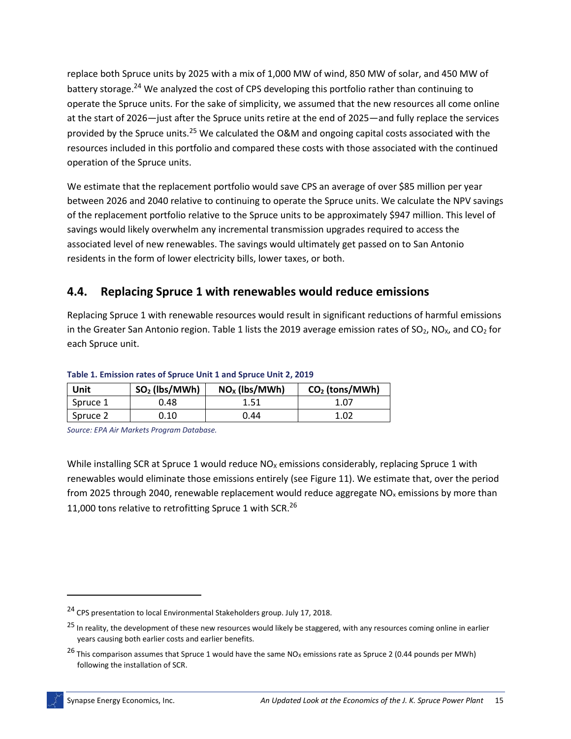replace both Spruce units by 2025 with a mix of 1,000 MW of wind, 850 MW of solar, and 450 MW of battery storage.[24] We analyzed the cost of CPS developing this portfolio rather than continuing to operate the Spruce units. For the sake of simplicity, we assumed that the new resources all come online at the start of 2026—just after the Spruce units retire at the end of 2025—and fully replace the services provided by the Spruce units.[25] We calculated the O&M and ongoing capital costs associated with the resources included in this portfolio and compared these costs with those associated with the continued operation of the Spruce units.

We estimate that the replacement portfolio would save CPS an average of over $85 million per year between 2026 and 2040 relative to continuing to operate the Spruce units. We calculate the NPV savings of the replacement portfolio relative to the Spruce units to be approximately $947 million. This level of savings would likely overwhelm any incremental transmission upgrades required to access the associated level of new renewables. The savings would ultimately get passed on to San Antonio residents in the form of lower electricity bills, lower taxes, or both.

## 4.4. Replacing Spruce 1 with renewables would reduce emissions

Replacing Spruce 1 with renewable resources would result in significant reductions of harmful emissions in the Greater San Antonio region. Table 1 lists the 2019 average emission rates of $SO_2$, $NO_X$, and $CO_2$ for each Spruce unit.

**Table 1. Emission rates of Spruce Unit 1 and Spruce Unit 2, 2019**

| Unit | $SO_2$ (lbs/MWh) | $NO_X$ (lbs/MWh) | $CO_2$ (tons/MWh) |
|---|---|---|---|
| Spruce 1 | 0.48 | 1.51 | 1.07 |
| Spruce 2 | 0.10 | 0.44 | 1.02 |

*Source: EPA Air Markets Program Database.*

While installing SCR at Spruce 1 would reduce $NO_X$ emissions considerably, replacing Spruce 1 with renewables would eliminate those emissions entirely (see Figure 11). We estimate that, over the period from 2025 through 2040, renewable replacement would reduce aggregate $NO_x$ emissions by more than 11,000 tons relative to retrofitting Spruce 1 with SCR.[26]

---

[24] CPS presentation to local Environmental Stakeholders group. July 17, 2018.

[25] In reality, the development of these new resources would likely be staggered, with any resources coming online in earlier years causing both earlier costs and earlier benefits.

[26] This comparison assumes that Spruce 1 would have the same $NO_X$ emissions rate as Spruce 2 (0.44 pounds per MWh) following the installation of SCR.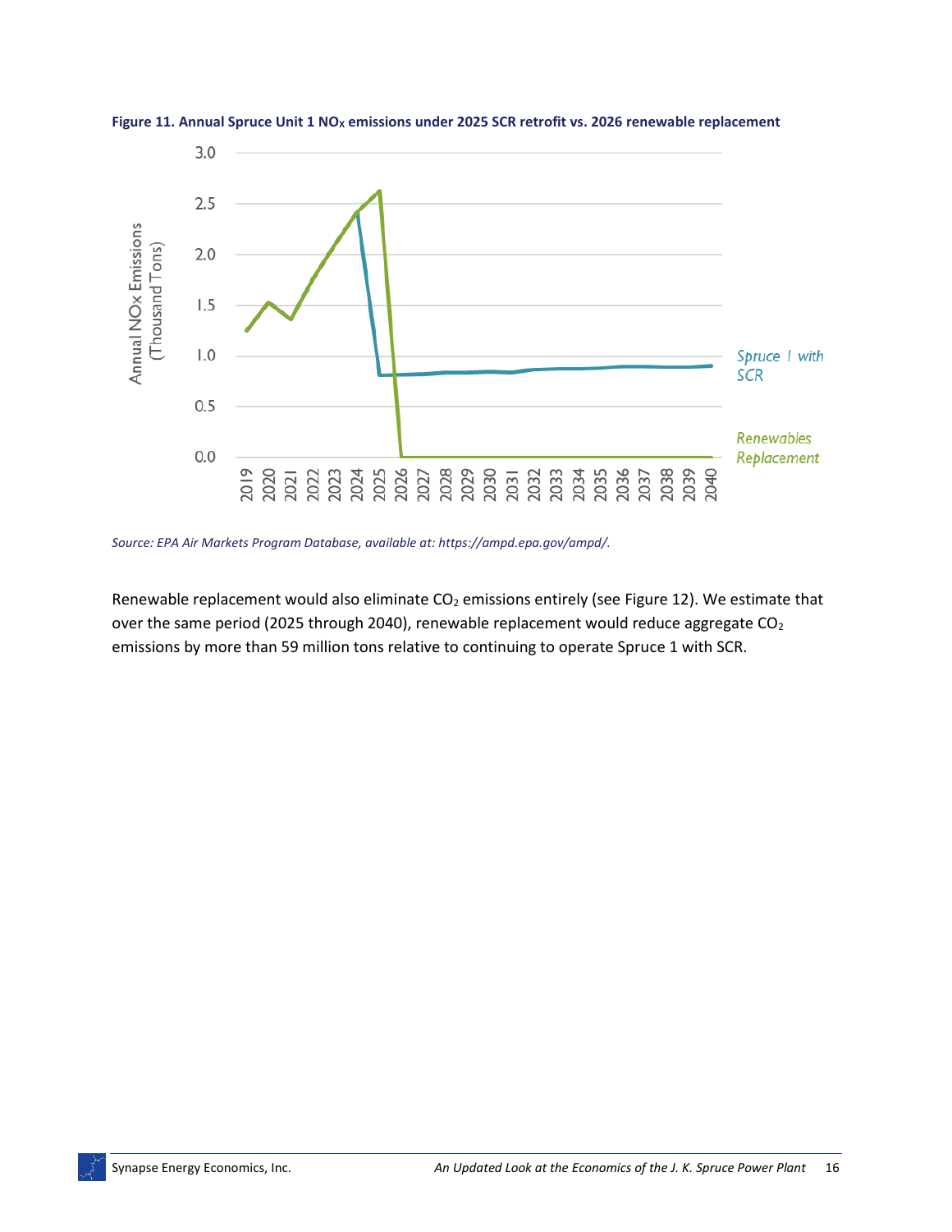**Figure 11. Annual Spruce Unit 1 $NO_X$ emissions under 2025 SCR retrofit vs. 2026 renewable replacement**

*Source: EPA Air Markets Program Database, available at: https://ampd.epa.gov/ampd/.*

Renewable replacement would also eliminate $CO_2$ emissions entirely (see Figure 12). We estimate that over the same period (2025 through 2040), renewable replacement would reduce aggregate $CO_2$ emissions by more than 59 million tons relative to continuing to operate Spruce 1 with SCR.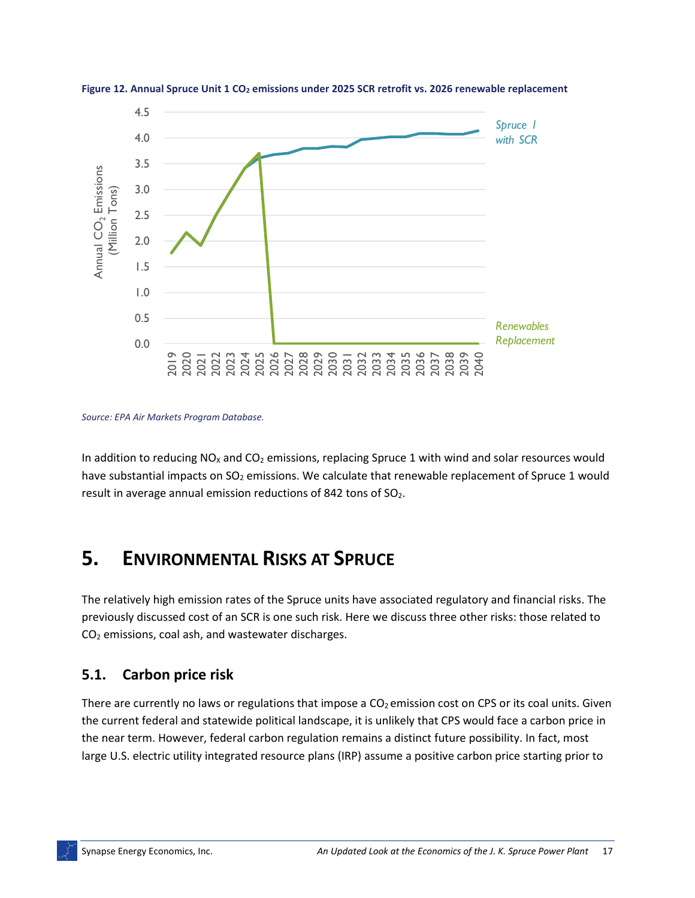**Figure 12. Annual Spruce Unit 1 $CO_2$ emissions under 2025 SCR retrofit vs. 2026 renewable replacement**

*Source: EPA Air Markets Program Database.*

In addition to reducing $NO_X$ and $CO_2$ emissions, replacing Spruce 1 with wind and solar resources would have substantial impacts on $SO_2$ emissions. We calculate that renewable replacement of Spruce 1 would result in average annual emission reductions of 842 tons of $SO_2$.

# 5. Environmental Risks at Spruce

The relatively high emission rates of the Spruce units have associated regulatory and financial risks. The previously discussed cost of an SCR is one such risk. Here we discuss three other risks: those related to $CO_2$ emissions, coal ash, and wastewater discharges.

## 5.1. Carbon price risk

There are currently no laws or regulations that impose a $CO_2$ emission cost on CPS or its coal units. Given the current federal and statewide political landscape, it is unlikely that CPS would face a carbon price in the near term. However, federal carbon regulation remains a distinct future possibility. In fact, most large U.S. electric utility integrated resource plans (IRP) assume a positive carbon price starting prior to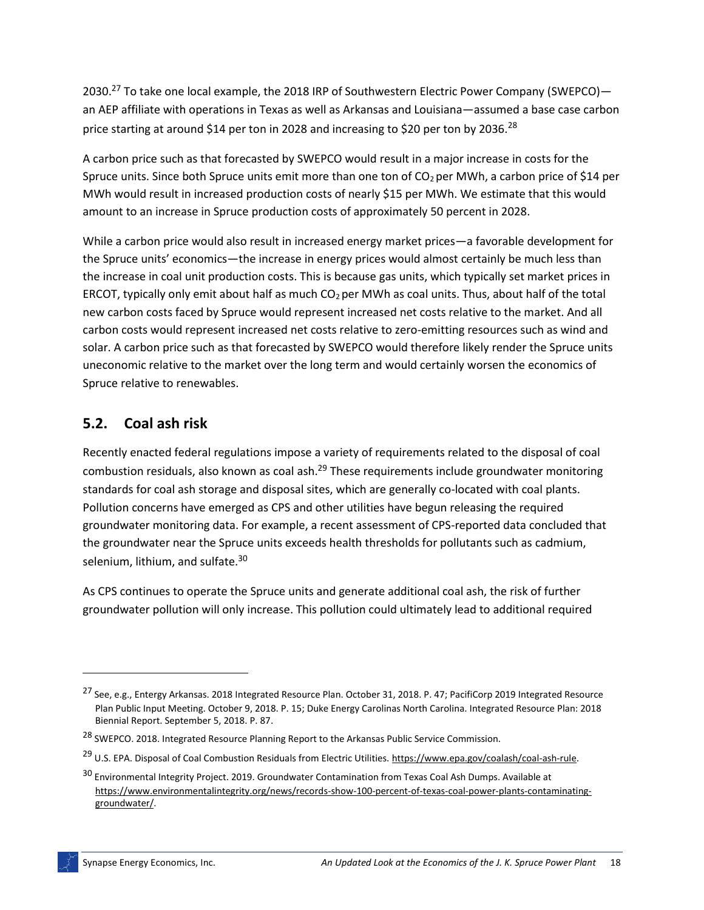2030.[27] To take one local example, the 2018 IRP of Southwestern Electric Power Company (SWEPCO)—an AEP affiliate with operations in Texas as well as Arkansas and Louisiana—assumed a base case carbon price starting at around $14 per ton in 2028 and increasing to $20 per ton by 2036.[28]

A carbon price such as that forecasted by SWEPCO would result in a major increase in costs for the Spruce units. Since both Spruce units emit more than one ton of $CO_2$ per MWh, a carbon price of $14 per MWh would result in increased production costs of nearly $15 per MWh. We estimate that this would amount to an increase in Spruce production costs of approximately 50 percent in 2028.

While a carbon price would also result in increased energy market prices—a favorable development for the Spruce units' economics—the increase in energy prices would almost certainly be much less than the increase in coal unit production costs. This is because gas units, which typically set market prices in ERCOT, typically only emit about half as much $CO_2$ per MWh as coal units. Thus, about half of the total new carbon costs faced by Spruce would represent increased net costs relative to the market. And all carbon costs would represent increased net costs relative to zero-emitting resources such as wind and solar. A carbon price such as that forecasted by SWEPCO would therefore likely render the Spruce units uneconomic relative to the market over the long term and would certainly worsen the economics of Spruce relative to renewables.

## 5.2. Coal ash risk

Recently enacted federal regulations impose a variety of requirements related to the disposal of coal combustion residuals, also known as coal ash.[29] These requirements include groundwater monitoring standards for coal ash storage and disposal sites, which are generally co-located with coal plants. Pollution concerns have emerged as CPS and other utilities have begun releasing the required groundwater monitoring data. For example, a recent assessment of CPS-reported data concluded that the groundwater near the Spruce units exceeds health thresholds for pollutants such as cadmium, selenium, lithium, and sulfate.[30]

As CPS continues to operate the Spruce units and generate additional coal ash, the risk of further groundwater pollution will only increase. This pollution could ultimately lead to additional required

---

[27] See, e.g., Entergy Arkansas. 2018 Integrated Resource Plan. October 31, 2018. P. 47; PacifiCorp 2019 Integrated Resource Plan Public Input Meeting. October 9, 2018. P. 15; Duke Energy Carolinas North Carolina. Integrated Resource Plan: 2018 Biennial Report. September 5, 2018. P. 87.

[28] SWEPCO. 2018. Integrated Resource Planning Report to the Arkansas Public Service Commission.

[29] U.S. EPA. Disposal of Coal Combustion Residuals from Electric Utilities. https://www.epa.gov/coalash/coal-ash-rule.

[30] Environmental Integrity Project. 2019. Groundwater Contamination from Texas Coal Ash Dumps. Available at https://www.environmentalintegrity.org/news/records-show-100-percent-of-texas-coal-power-plants-contaminating-groundwater/.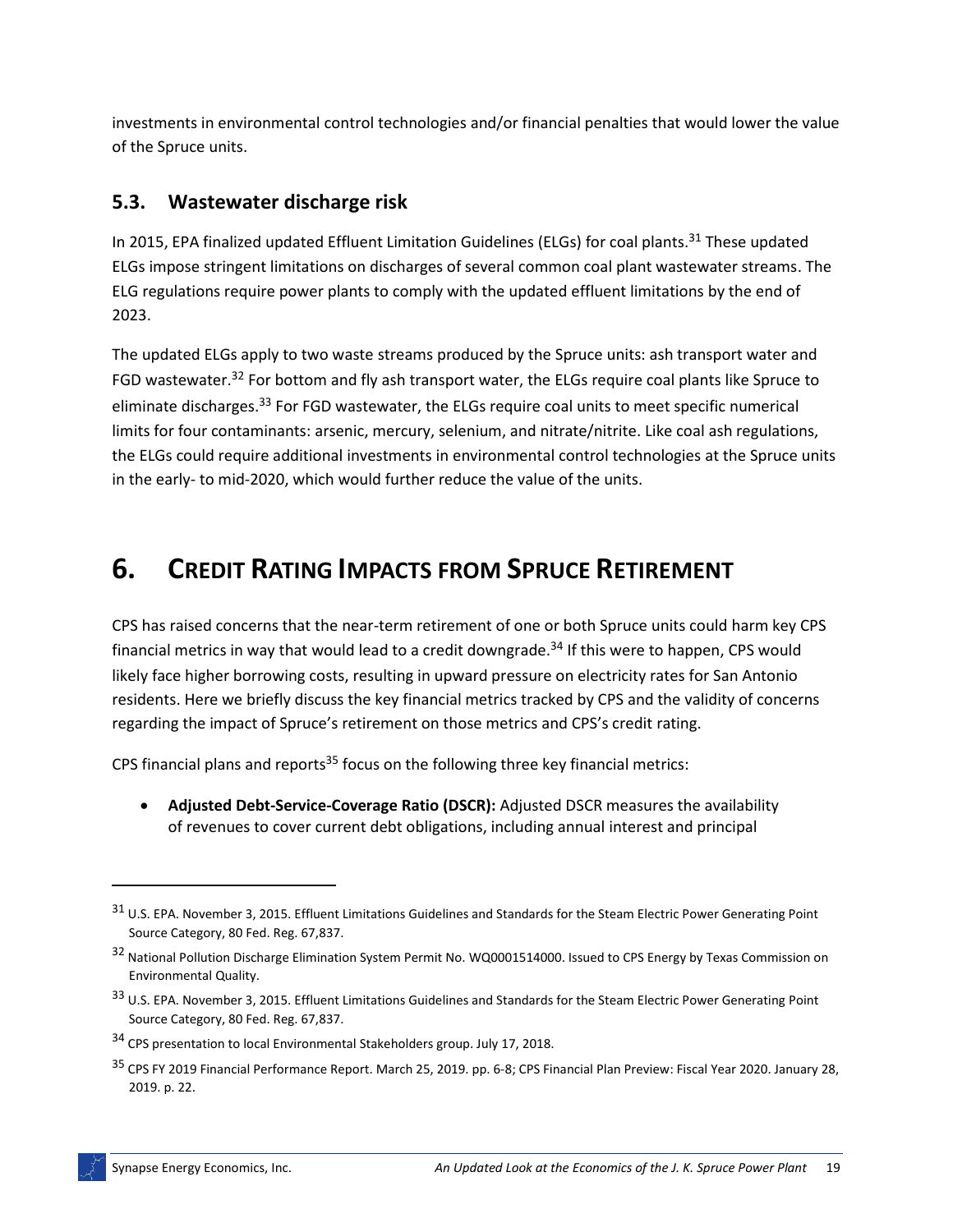investments in environmental control technologies and/or financial penalties that would lower the value of the Spruce units.

### 5.3. Wastewater discharge risk

In 2015, EPA finalized updated Effluent Limitation Guidelines (ELGs) for coal plants.[31] These updated ELGs impose stringent limitations on discharges of several common coal plant wastewater streams. The ELG regulations require power plants to comply with the updated effluent limitations by the end of 2023.

The updated ELGs apply to two waste streams produced by the Spruce units: ash transport water and FGD wastewater.[32] For bottom and fly ash transport water, the ELGs require coal plants like Spruce to eliminate discharges.[33] For FGD wastewater, the ELGs require coal units to meet specific numerical limits for four contaminants: arsenic, mercury, selenium, and nitrate/nitrite. Like coal ash regulations, the ELGs could require additional investments in environmental control technologies at the Spruce units in the early- to mid-2020, which would further reduce the value of the units.

# 6. Credit Rating Impacts from Spruce Retirement

CPS has raised concerns that the near-term retirement of one or both Spruce units could harm key CPS financial metrics in way that would lead to a credit downgrade.[34] If this were to happen, CPS would likely face higher borrowing costs, resulting in upward pressure on electricity rates for San Antonio residents. Here we briefly discuss the key financial metrics tracked by CPS and the validity of concerns regarding the impact of Spruce's retirement on those metrics and CPS's credit rating.

CPS financial plans and reports[35] focus on the following three key financial metrics:

- **Adjusted Debt-Service-Coverage Ratio (DSCR):** Adjusted DSCR measures the availability of revenues to cover current debt obligations, including annual interest and principal

---

[31] U.S. EPA. November 3, 2015. Effluent Limitations Guidelines and Standards for the Steam Electric Power Generating Point Source Category, 80 Fed. Reg. 67,837.

[32] National Pollution Discharge Elimination System Permit No. WQ0001514000. Issued to CPS Energy by Texas Commission on Environmental Quality.

[33] U.S. EPA. November 3, 2015. Effluent Limitations Guidelines and Standards for the Steam Electric Power Generating Point Source Category, 80 Fed. Reg. 67,837.

[34] CPS presentation to local Environmental Stakeholders group. July 17, 2018.

[35] CPS FY 2019 Financial Performance Report. March 25, 2019. pp. 6-8; CPS Financial Plan Preview: Fiscal Year 2020. January 28, 2019. p. 22.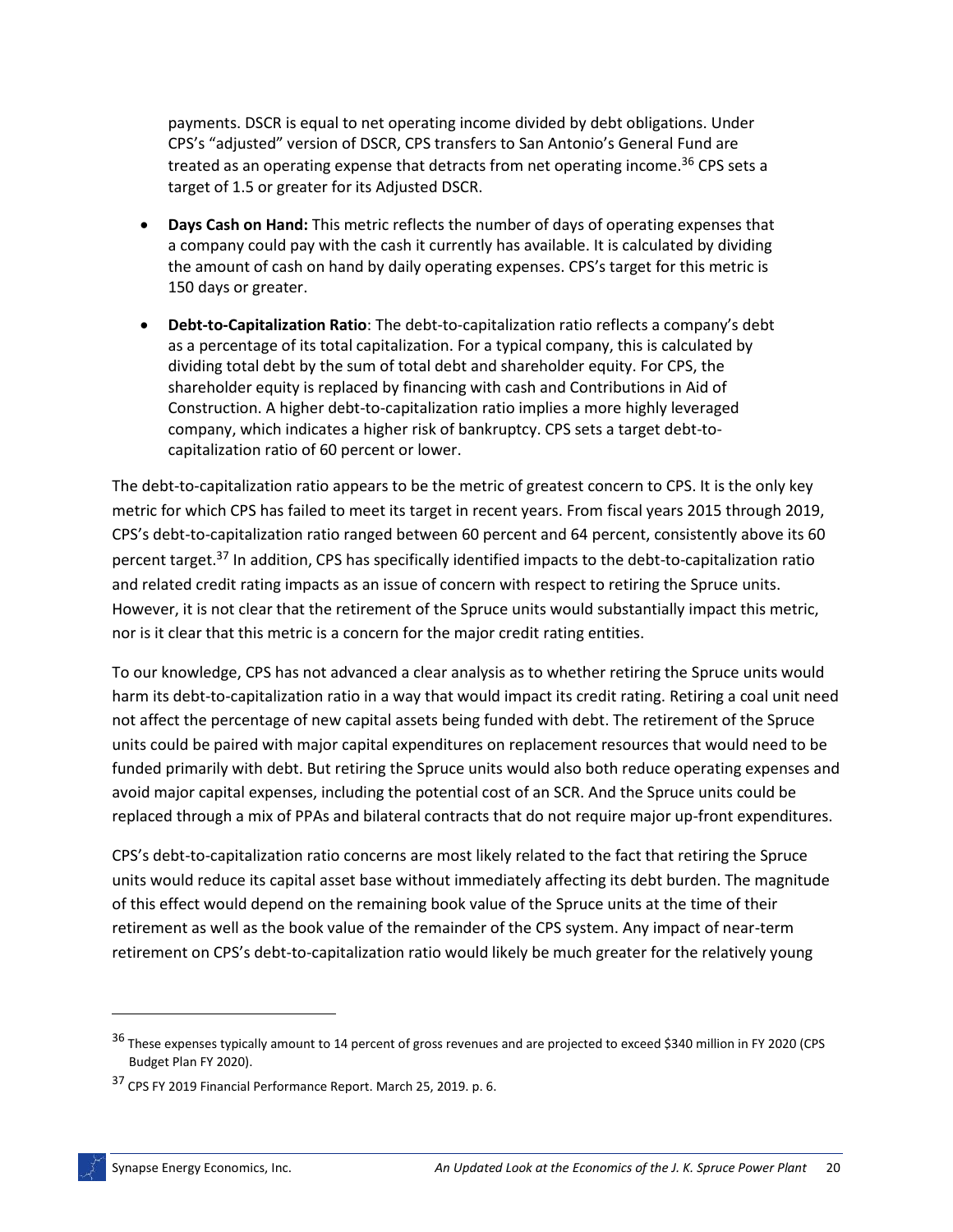payments. DSCR is equal to net operating income divided by debt obligations. Under CPS's "adjusted" version of DSCR, CPS transfers to San Antonio's General Fund are treated as an operating expense that detracts from net operating income.[36] CPS sets a target of 1.5 or greater for its Adjusted DSCR.

- **Days Cash on Hand:** This metric reflects the number of days of operating expenses that a company could pay with the cash it currently has available. It is calculated by dividing the amount of cash on hand by daily operating expenses. CPS's target for this metric is 150 days or greater.
- **Debt-to-Capitalization Ratio**: The debt-to-capitalization ratio reflects a company's debt as a percentage of its total capitalization. For a typical company, this is calculated by dividing total debt by the sum of total debt and shareholder equity. For CPS, the shareholder equity is replaced by financing with cash and Contributions in Aid of Construction. A higher debt-to-capitalization ratio implies a more highly leveraged company, which indicates a higher risk of bankruptcy. CPS sets a target debt-to-capitalization ratio of 60 percent or lower.

The debt-to-capitalization ratio appears to be the metric of greatest concern to CPS. It is the only key metric for which CPS has failed to meet its target in recent years. From fiscal years 2015 through 2019, CPS's debt-to-capitalization ratio ranged between 60 percent and 64 percent, consistently above its 60 percent target.[37] In addition, CPS has specifically identified impacts to the debt-to-capitalization ratio and related credit rating impacts as an issue of concern with respect to retiring the Spruce units. However, it is not clear that the retirement of the Spruce units would substantially impact this metric, nor is it clear that this metric is a concern for the major credit rating entities.

To our knowledge, CPS has not advanced a clear analysis as to whether retiring the Spruce units would harm its debt-to-capitalization ratio in a way that would impact its credit rating. Retiring a coal unit need not affect the percentage of new capital assets being funded with debt. The retirement of the Spruce units could be paired with major capital expenditures on replacement resources that would need to be funded primarily with debt. But retiring the Spruce units would also both reduce operating expenses and avoid major capital expenses, including the potential cost of an SCR. And the Spruce units could be replaced through a mix of PPAs and bilateral contracts that do not require major up-front expenditures.

CPS's debt-to-capitalization ratio concerns are most likely related to the fact that retiring the Spruce units would reduce its capital asset base without immediately affecting its debt burden. The magnitude of this effect would depend on the remaining book value of the Spruce units at the time of their retirement as well as the book value of the remainder of the CPS system. Any impact of near-term retirement on CPS's debt-to-capitalization ratio would likely be much greater for the relatively young

---

[36] These expenses typically amount to 14 percent of gross revenues and are projected to exceed $340 million in FY 2020 (CPS Budget Plan FY 2020).

[37] CPS FY 2019 Financial Performance Report. March 25, 2019. p. 6.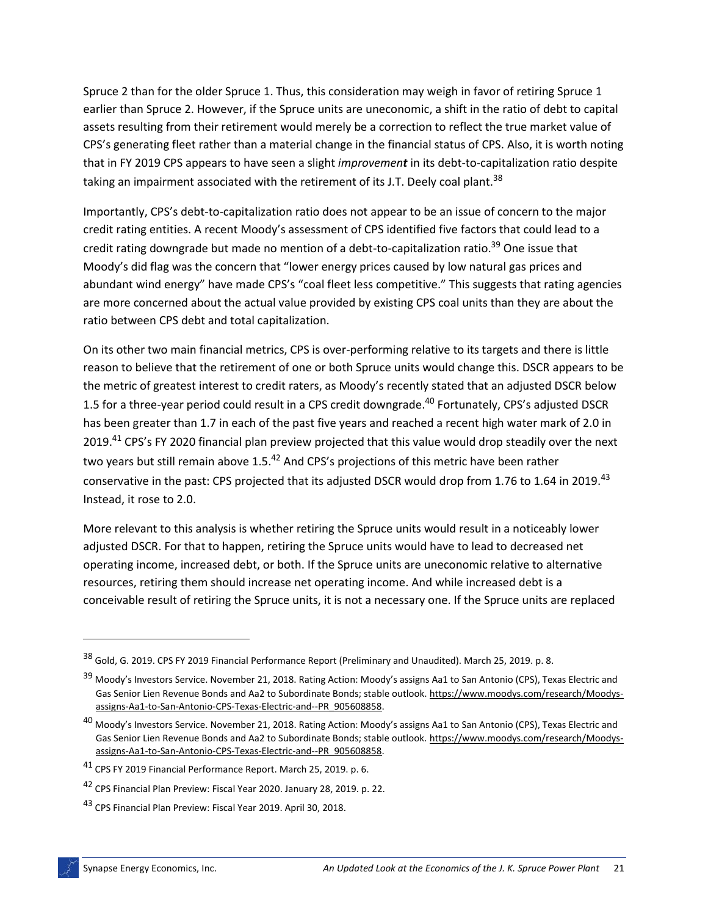Spruce 2 than for the older Spruce 1. Thus, this consideration may weigh in favor of retiring Spruce 1 earlier than Spruce 2. However, if the Spruce units are uneconomic, a shift in the ratio of debt to capital assets resulting from their retirement would merely be a correction to reflect the true market value of CPS's generating fleet rather than a material change in the financial status of CPS. Also, it is worth noting that in FY 2019 CPS appears to have seen a slight *improvement* in its debt-to-capitalization ratio despite taking an impairment associated with the retirement of its J.T. Deely coal plant.[38]

Importantly, CPS's debt-to-capitalization ratio does not appear to be an issue of concern to the major credit rating entities. A recent Moody's assessment of CPS identified five factors that could lead to a credit rating downgrade but made no mention of a debt-to-capitalization ratio.[39] One issue that Moody's did flag was the concern that "lower energy prices caused by low natural gas prices and abundant wind energy" have made CPS's "coal fleet less competitive." This suggests that rating agencies are more concerned about the actual value provided by existing CPS coal units than they are about the ratio between CPS debt and total capitalization.

On its other two main financial metrics, CPS is over-performing relative to its targets and there is little reason to believe that the retirement of one or both Spruce units would change this. DSCR appears to be the metric of greatest interest to credit raters, as Moody's recently stated that an adjusted DSCR below 1.5 for a three-year period could result in a CPS credit downgrade.[40] Fortunately, CPS's adjusted DSCR has been greater than 1.7 in each of the past five years and reached a recent high water mark of 2.0 in 2019.[41] CPS's FY 2020 financial plan preview projected that this value would drop steadily over the next two years but still remain above 1.5.[42] And CPS's projections of this metric have been rather conservative in the past: CPS projected that its adjusted DSCR would drop from 1.76 to 1.64 in 2019.[43] Instead, it rose to 2.0.

More relevant to this analysis is whether retiring the Spruce units would result in a noticeably lower adjusted DSCR. For that to happen, retiring the Spruce units would have to lead to decreased net operating income, increased debt, or both. If the Spruce units are uneconomic relative to alternative resources, retiring them should increase net operating income. And while increased debt is a conceivable result of retiring the Spruce units, it is not a necessary one. If the Spruce units are replaced

---

[38] Gold, G. 2019. CPS FY 2019 Financial Performance Report (Preliminary and Unaudited). March 25, 2019. p. 8.

[39] Moody's Investors Service. November 21, 2018. Rating Action: Moody's assigns Aa1 to San Antonio (CPS), Texas Electric and Gas Senior Lien Revenue Bonds and Aa2 to Subordinate Bonds; stable outlook. https://www.moodys.com/research/Moodys-assigns-Aa1-to-San-Antonio-CPS-Texas-Electric-and--PR_905608858.

[40] Moody's Investors Service. November 21, 2018. Rating Action: Moody's assigns Aa1 to San Antonio (CPS), Texas Electric and Gas Senior Lien Revenue Bonds and Aa2 to Subordinate Bonds; stable outlook. https://www.moodys.com/research/Moodys-assigns-Aa1-to-San-Antonio-CPS-Texas-Electric-and--PR_905608858.

[41] CPS FY 2019 Financial Performance Report. March 25, 2019. p. 6.

[42] CPS Financial Plan Preview: Fiscal Year 2020. January 28, 2019. p. 22.

[43] CPS Financial Plan Preview: Fiscal Year 2019. April 30, 2018.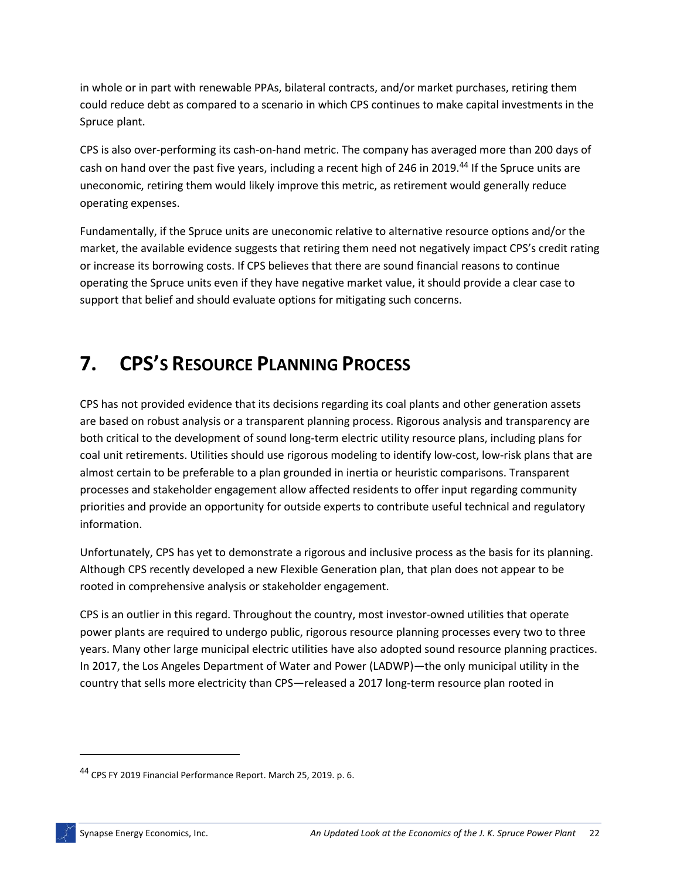in whole or in part with renewable PPAs, bilateral contracts, and/or market purchases, retiring them could reduce debt as compared to a scenario in which CPS continues to make capital investments in the Spruce plant.

CPS is also over-performing its cash-on-hand metric. The company has averaged more than 200 days of cash on hand over the past five years, including a recent high of 246 in 2019.[44] If the Spruce units are uneconomic, retiring them would likely improve this metric, as retirement would generally reduce operating expenses.

Fundamentally, if the Spruce units are uneconomic relative to alternative resource options and/or the market, the available evidence suggests that retiring them need not negatively impact CPS's credit rating or increase its borrowing costs. If CPS believes that there are sound financial reasons to continue operating the Spruce units even if they have negative market value, it should provide a clear case to support that belief and should evaluate options for mitigating such concerns.

# 7. CPS's Resource Planning Process

CPS has not provided evidence that its decisions regarding its coal plants and other generation assets are based on robust analysis or a transparent planning process. Rigorous analysis and transparency are both critical to the development of sound long-term electric utility resource plans, including plans for coal unit retirements. Utilities should use rigorous modeling to identify low-cost, low-risk plans that are almost certain to be preferable to a plan grounded in inertia or heuristic comparisons. Transparent processes and stakeholder engagement allow affected residents to offer input regarding community priorities and provide an opportunity for outside experts to contribute useful technical and regulatory information.

Unfortunately, CPS has yet to demonstrate a rigorous and inclusive process as the basis for its planning. Although CPS recently developed a new Flexible Generation plan, that plan does not appear to be rooted in comprehensive analysis or stakeholder engagement.

CPS is an outlier in this regard. Throughout the country, most investor-owned utilities that operate power plants are required to undergo public, rigorous resource planning processes every two to three years. Many other large municipal electric utilities have also adopted sound resource planning practices. In 2017, the Los Angeles Department of Water and Power (LADWP)—the only municipal utility in the country that sells more electricity than CPS—released a 2017 long-term resource plan rooted in

[44] CPS FY 2019 Financial Performance Report. March 25, 2019. p. 6.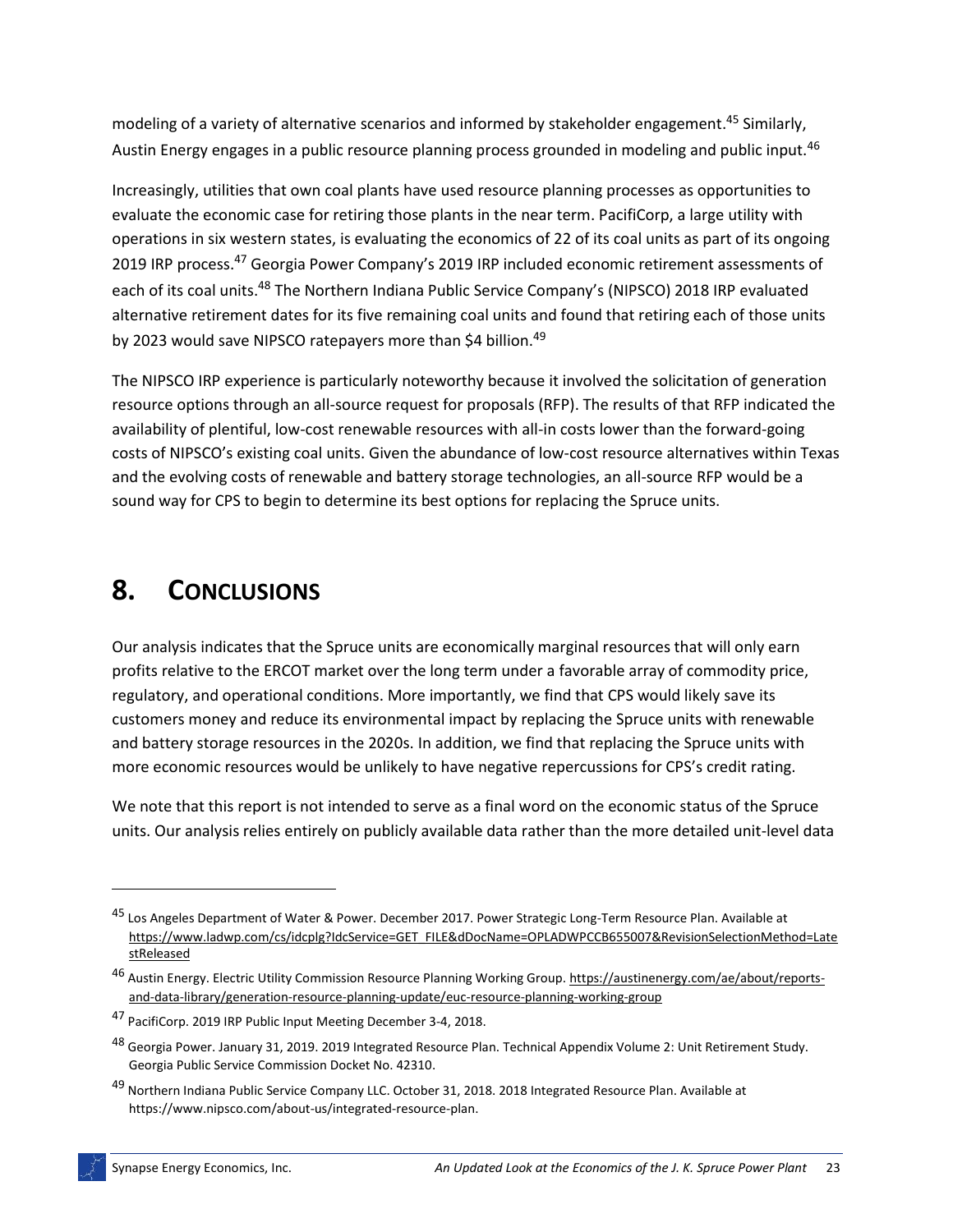modeling of a variety of alternative scenarios and informed by stakeholder engagement.[45] Similarly, Austin Energy engages in a public resource planning process grounded in modeling and public input.[46]

Increasingly, utilities that own coal plants have used resource planning processes as opportunities to evaluate the economic case for retiring those plants in the near term. PacifiCorp, a large utility with operations in six western states, is evaluating the economics of 22 of its coal units as part of its ongoing 2019 IRP process.[47] Georgia Power Company's 2019 IRP included economic retirement assessments of each of its coal units.[48] The Northern Indiana Public Service Company's (NIPSCO) 2018 IRP evaluated alternative retirement dates for its five remaining coal units and found that retiring each of those units by 2023 would save NIPSCO ratepayers more than $4 billion.[49]

The NIPSCO IRP experience is particularly noteworthy because it involved the solicitation of generation resource options through an all-source request for proposals (RFP). The results of that RFP indicated the availability of plentiful, low-cost renewable resources with all-in costs lower than the forward-going costs of NIPSCO's existing coal units. Given the abundance of low-cost resource alternatives within Texas and the evolving costs of renewable and battery storage technologies, an all-source RFP would be a sound way for CPS to begin to determine its best options for replacing the Spruce units.

# 8. Conclusions

Our analysis indicates that the Spruce units are economically marginal resources that will only earn profits relative to the ERCOT market over the long term under a favorable array of commodity price, regulatory, and operational conditions. More importantly, we find that CPS would likely save its customers money and reduce its environmental impact by replacing the Spruce units with renewable and battery storage resources in the 2020s. In addition, we find that replacing the Spruce units with more economic resources would be unlikely to have negative repercussions for CPS's credit rating.

We note that this report is not intended to serve as a final word on the economic status of the Spruce units. Our analysis relies entirely on publicly available data rather than the more detailed unit-level data

---

[45] Los Angeles Department of Water & Power. December 2017. Power Strategic Long-Term Resource Plan. Available at https://www.ladwp.com/cs/idcplg?IdcService=GET_FILE&dDocName=OPLADWPCCB655007&RevisionSelectionMethod=LatestReleased

[46] Austin Energy. Electric Utility Commission Resource Planning Working Group. https://austinenergy.com/ae/about/reports-and-data-library/generation-resource-planning-update/euc-resource-planning-working-group

[47] PacifiCorp. 2019 IRP Public Input Meeting December 3-4, 2018.

[48] Georgia Power. January 31, 2019. 2019 Integrated Resource Plan. Technical Appendix Volume 2: Unit Retirement Study. Georgia Public Service Commission Docket No. 42310.

[49] Northern Indiana Public Service Company LLC. October 31, 2018. 2018 Integrated Resource Plan. Available at https://www.nipsco.com/about-us/integrated-resource-plan.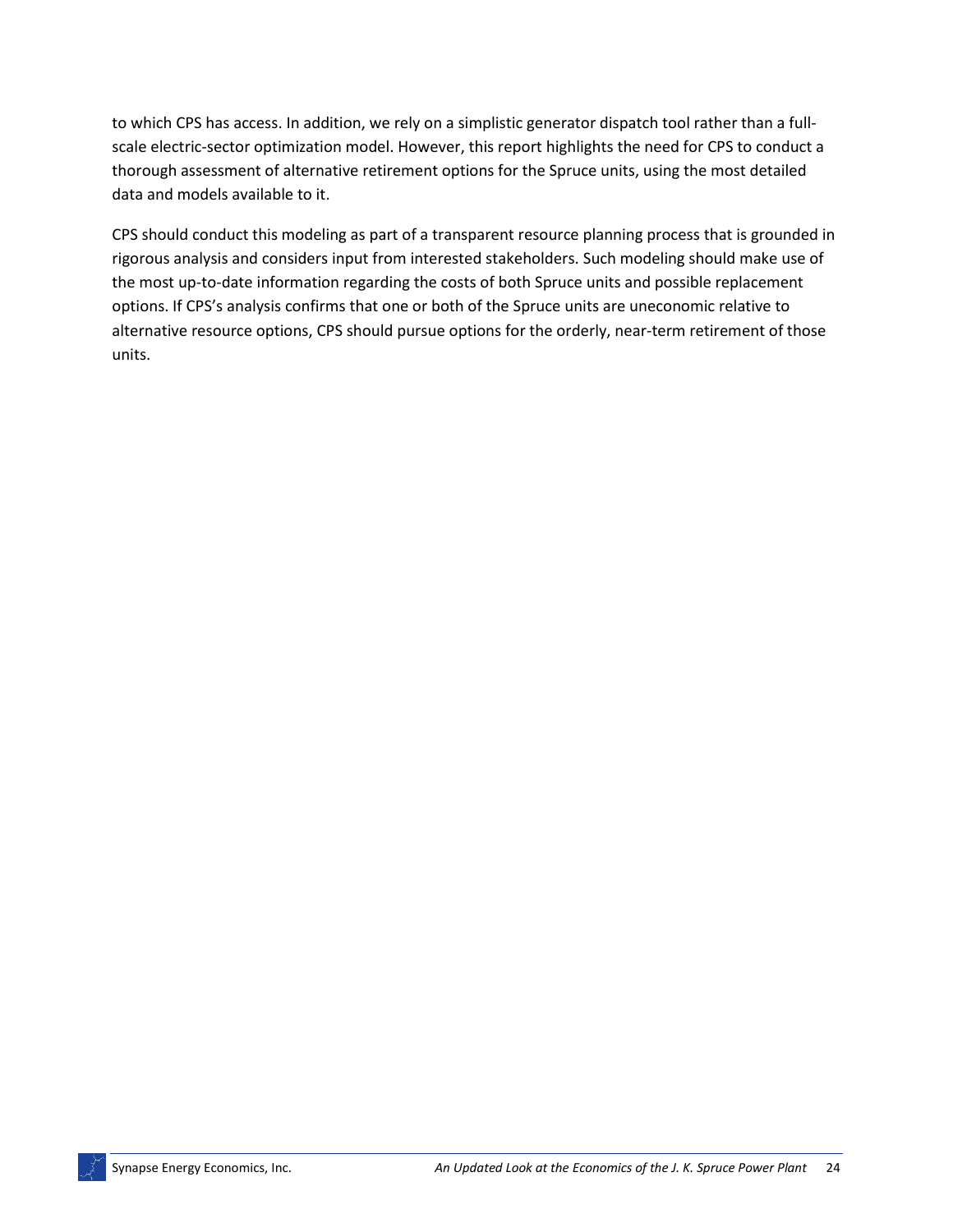to which CPS has access. In addition, we rely on a simplistic generator dispatch tool rather than a full-scale electric-sector optimization model. However, this report highlights the need for CPS to conduct a thorough assessment of alternative retirement options for the Spruce units, using the most detailed data and models available to it.

CPS should conduct this modeling as part of a transparent resource planning process that is grounded in rigorous analysis and considers input from interested stakeholders. Such modeling should make use of the most up-to-date information regarding the costs of both Spruce units and possible replacement options. If CPS's analysis confirms that one or both of the Spruce units are uneconomic relative to alternative resource options, CPS should pursue options for the orderly, near-term retirement of those units.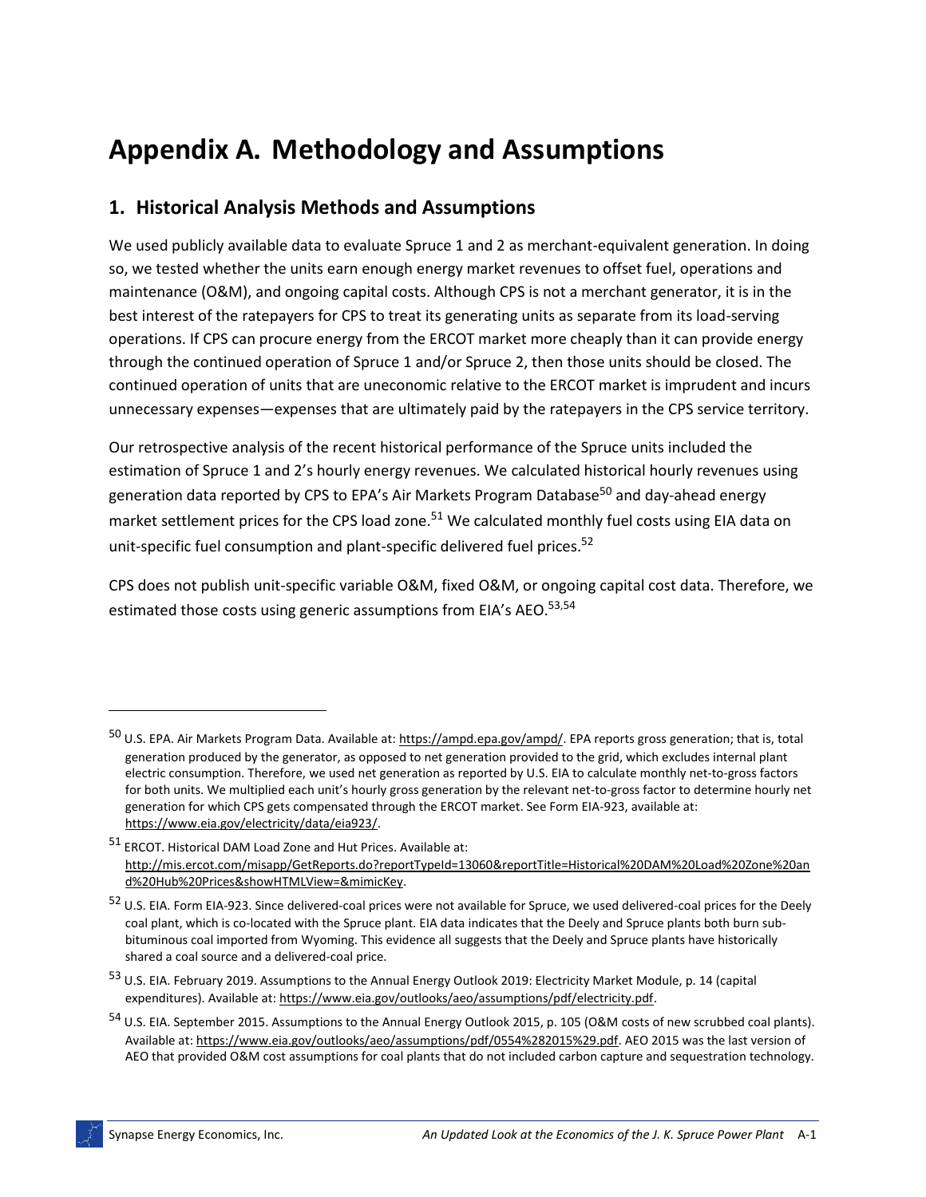# Appendix A. Methodology and Assumptions

## 1. Historical Analysis Methods and Assumptions

We used publicly available data to evaluate Spruce 1 and 2 as merchant-equivalent generation. In doing so, we tested whether the units earn enough energy market revenues to offset fuel, operations and maintenance (O&M), and ongoing capital costs. Although CPS is not a merchant generator, it is in the best interest of the ratepayers for CPS to treat its generating units as separate from its load-serving operations. If CPS can procure energy from the ERCOT market more cheaply than it can provide energy through the continued operation of Spruce 1 and/or Spruce 2, then those units should be closed. The continued operation of units that are uneconomic relative to the ERCOT market is imprudent and incurs unnecessary expenses—expenses that are ultimately paid by the ratepayers in the CPS service territory.

Our retrospective analysis of the recent historical performance of the Spruce units included the estimation of Spruce 1 and 2's hourly energy revenues. We calculated historical hourly revenues using generation data reported by CPS to EPA's Air Markets Program Database[50] and day-ahead energy market settlement prices for the CPS load zone.[51] We calculated monthly fuel costs using EIA data on unit-specific fuel consumption and plant-specific delivered fuel prices.[52]

CPS does not publish unit-specific variable O&M, fixed O&M, or ongoing capital cost data. Therefore, we estimated those costs using generic assumptions from EIA's AEO.[53,54]

---

[50] U.S. EPA. Air Markets Program Data. Available at: https://ampd.epa.gov/ampd/. EPA reports gross generation; that is, total generation produced by the generator, as opposed to net generation provided to the grid, which excludes internal plant electric consumption. Therefore, we used net generation as reported by U.S. EIA to calculate monthly net-to-gross factors for both units. We multiplied each unit's hourly gross generation by the relevant net-to-gross factor to determine hourly net generation for which CPS gets compensated through the ERCOT market. See Form EIA-923, available at: https://www.eia.gov/electricity/data/eia923/.

[51] ERCOT. Historical DAM Load Zone and Hut Prices. Available at: http://mis.ercot.com/misapp/GetReports.do?reportTypeId=13060&reportTitle=Historical%20DAM%20Load%20Zone%20and%20Hub%20Prices&showHTMLView=&mimicKey.

[52] U.S. EIA. Form EIA-923. Since delivered-coal prices were not available for Spruce, we used delivered-coal prices for the Deely coal plant, which is co-located with the Spruce plant. EIA data indicates that the Deely and Spruce plants both burn sub-bituminous coal imported from Wyoming. This evidence all suggests that the Deely and Spruce plants have historically shared a coal source and a delivered-coal price.

[53] U.S. EIA. February 2019. Assumptions to the Annual Energy Outlook 2019: Electricity Market Module, p. 14 (capital expenditures). Available at: https://www.eia.gov/outlooks/aeo/assumptions/pdf/electricity.pdf.

[54] U.S. EIA. September 2015. Assumptions to the Annual Energy Outlook 2015, p. 105 (O&M costs of new scrubbed coal plants). Available at: https://www.eia.gov/outlooks/aeo/assumptions/pdf/0554%282015%29.pdf. AEO 2015 was the last version of AEO that provided O&M cost assumptions for coal plants that do not included carbon capture and sequestration technology.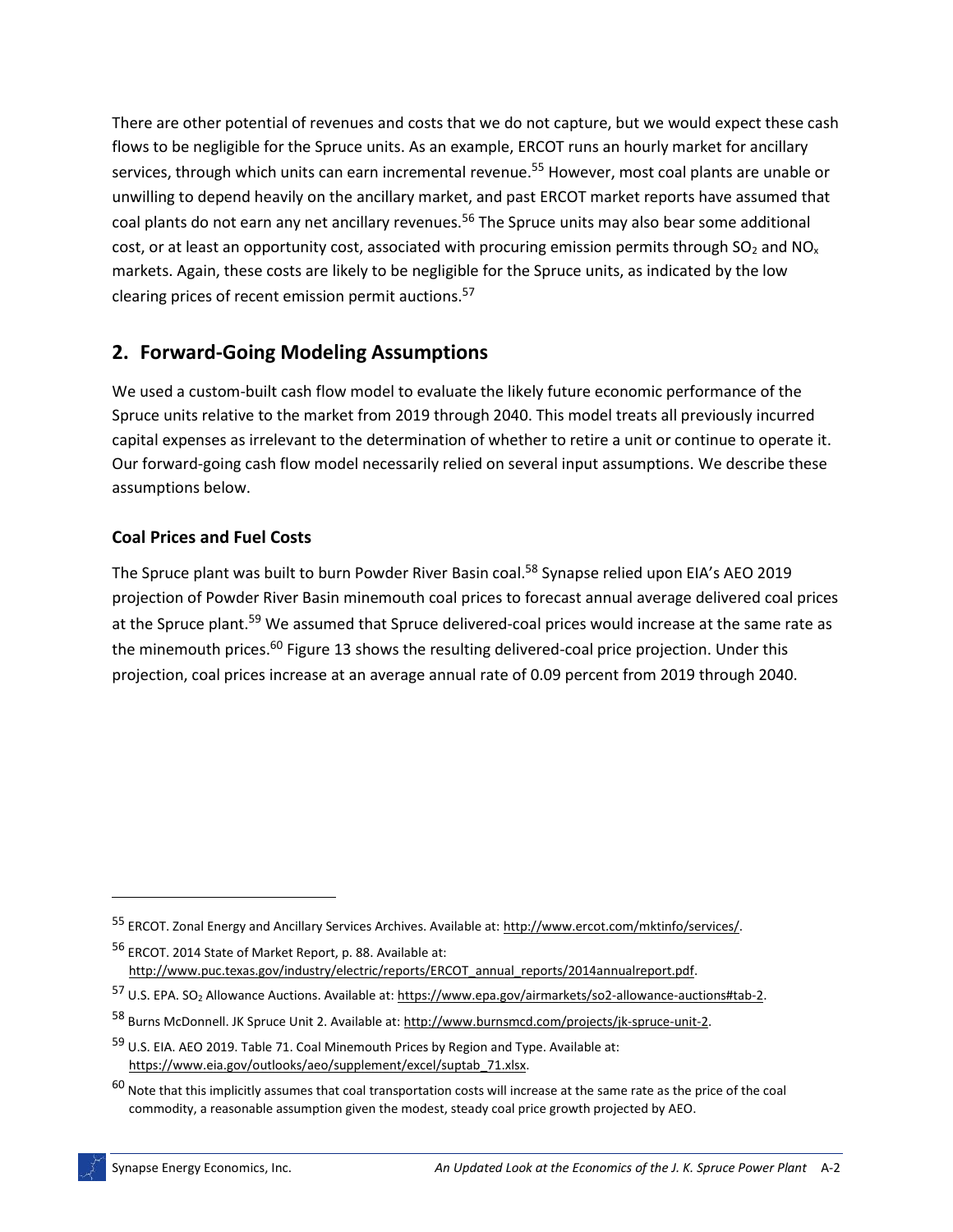There are other potential of revenues and costs that we do not capture, but we would expect these cash flows to be negligible for the Spruce units. As an example, ERCOT runs an hourly market for ancillary services, through which units can earn incremental revenue.[55] However, most coal plants are unable or unwilling to depend heavily on the ancillary market, and past ERCOT market reports have assumed that coal plants do not earn any net ancillary revenues.[56] The Spruce units may also bear some additional cost, or at least an opportunity cost, associated with procuring emission permits through $SO_2$ and $NO_x$ markets. Again, these costs are likely to be negligible for the Spruce units, as indicated by the low clearing prices of recent emission permit auctions.[57]

## 2. Forward-Going Modeling Assumptions

We used a custom-built cash flow model to evaluate the likely future economic performance of the Spruce units relative to the market from 2019 through 2040. This model treats all previously incurred capital expenses as irrelevant to the determination of whether to retire a unit or continue to operate it. Our forward-going cash flow model necessarily relied on several input assumptions. We describe these assumptions below.

### Coal Prices and Fuel Costs

The Spruce plant was built to burn Powder River Basin coal.[58] Synapse relied upon EIA's AEO 2019 projection of Powder River Basin minemouth coal prices to forecast annual average delivered coal prices at the Spruce plant.[59] We assumed that Spruce delivered-coal prices would increase at the same rate as the minemouth prices.[60] Figure 13 shows the resulting delivered-coal price projection. Under this projection, coal prices increase at an average annual rate of 0.09 percent from 2019 through 2040.

---

[55] ERCOT. Zonal Energy and Ancillary Services Archives. Available at: http://www.ercot.com/mktinfo/services/.

[56] ERCOT. 2014 State of Market Report, p. 88. Available at: http://www.puc.texas.gov/industry/electric/reports/ERCOT_annual_reports/2014annualreport.pdf.

[57] U.S. EPA. $SO_2$ Allowance Auctions. Available at: https://www.epa.gov/airmarkets/so2-allowance-auctions#tab-2.

[58] Burns McDonnell. JK Spruce Unit 2. Available at: http://www.burnsmcd.com/projects/jk-spruce-unit-2.

[59] U.S. EIA. AEO 2019. Table 71. Coal Minemouth Prices by Region and Type. Available at: https://www.eia.gov/outlooks/aeo/supplement/excel/suptab_71.xlsx.

[60] Note that this implicitly assumes that coal transportation costs will increase at the same rate as the price of the coal commodity, a reasonable assumption given the modest, steady coal price growth projected by AEO.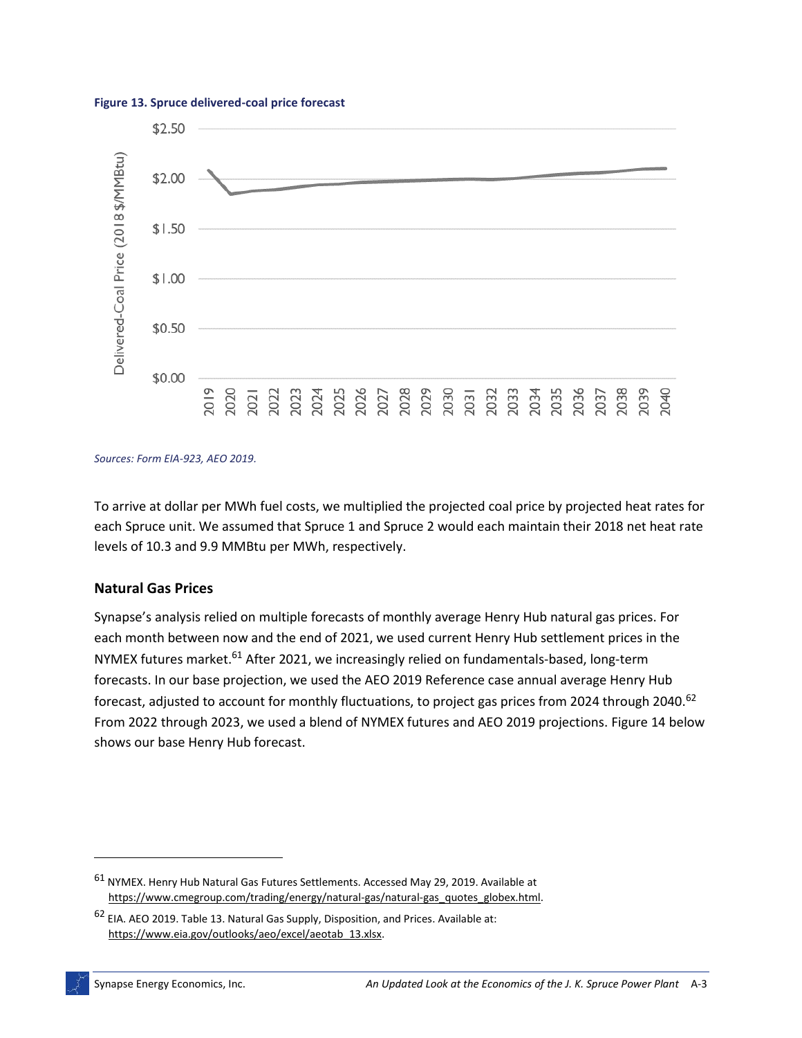**Figure 13. Spruce delivered-coal price forecast**

*Sources: Form EIA-923, AEO 2019.*

To arrive at dollar per MWh fuel costs, we multiplied the projected coal price by projected heat rates for each Spruce unit. We assumed that Spruce 1 and Spruce 2 would each maintain their 2018 net heat rate levels of 10.3 and 9.9 MMBtu per MWh, respectively.

### Natural Gas Prices

Synapse's analysis relied on multiple forecasts of monthly average Henry Hub natural gas prices. For each month between now and the end of 2021, we used current Henry Hub settlement prices in the NYMEX futures market.[61] After 2021, we increasingly relied on fundamentals-based, long-term forecasts. In our base projection, we used the AEO 2019 Reference case annual average Henry Hub forecast, adjusted to account for monthly fluctuations, to project gas prices from 2024 through 2040.[62] From 2022 through 2023, we used a blend of NYMEX futures and AEO 2019 projections. Figure 14 below shows our base Henry Hub forecast.

---

[61] NYMEX. Henry Hub Natural Gas Futures Settlements. Accessed May 29, 2019. Available at https://www.cmegroup.com/trading/energy/natural-gas/natural-gas_quotes_globex.html.

[62] EIA. AEO 2019. Table 13. Natural Gas Supply, Disposition, and Prices. Available at: https://www.eia.gov/outlooks/aeo/excel/aeotab_13.xlsx.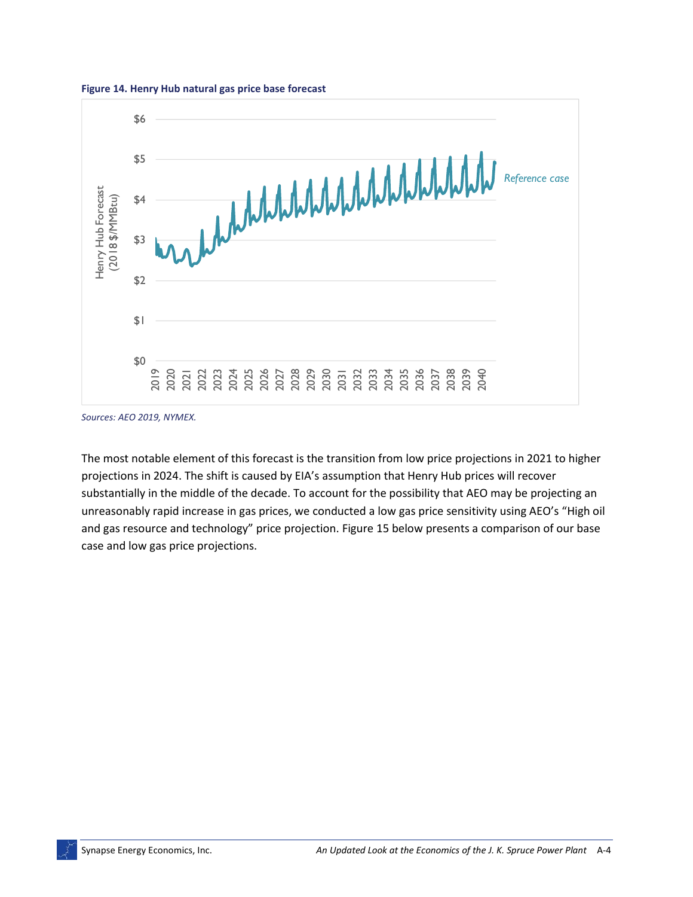**Figure 14. Henry Hub natural gas price base forecast**

*Sources: AEO 2019, NYMEX.*

The most notable element of this forecast is the transition from low price projections in 2021 to higher projections in 2024. The shift is caused by EIA's assumption that Henry Hub prices will recover substantially in the middle of the decade. To account for the possibility that AEO may be projecting an unreasonably rapid increase in gas prices, we conducted a low gas price sensitivity using AEO's "High oil and gas resource and technology" price projection. Figure 15 below presents a comparison of our base case and low gas price projections.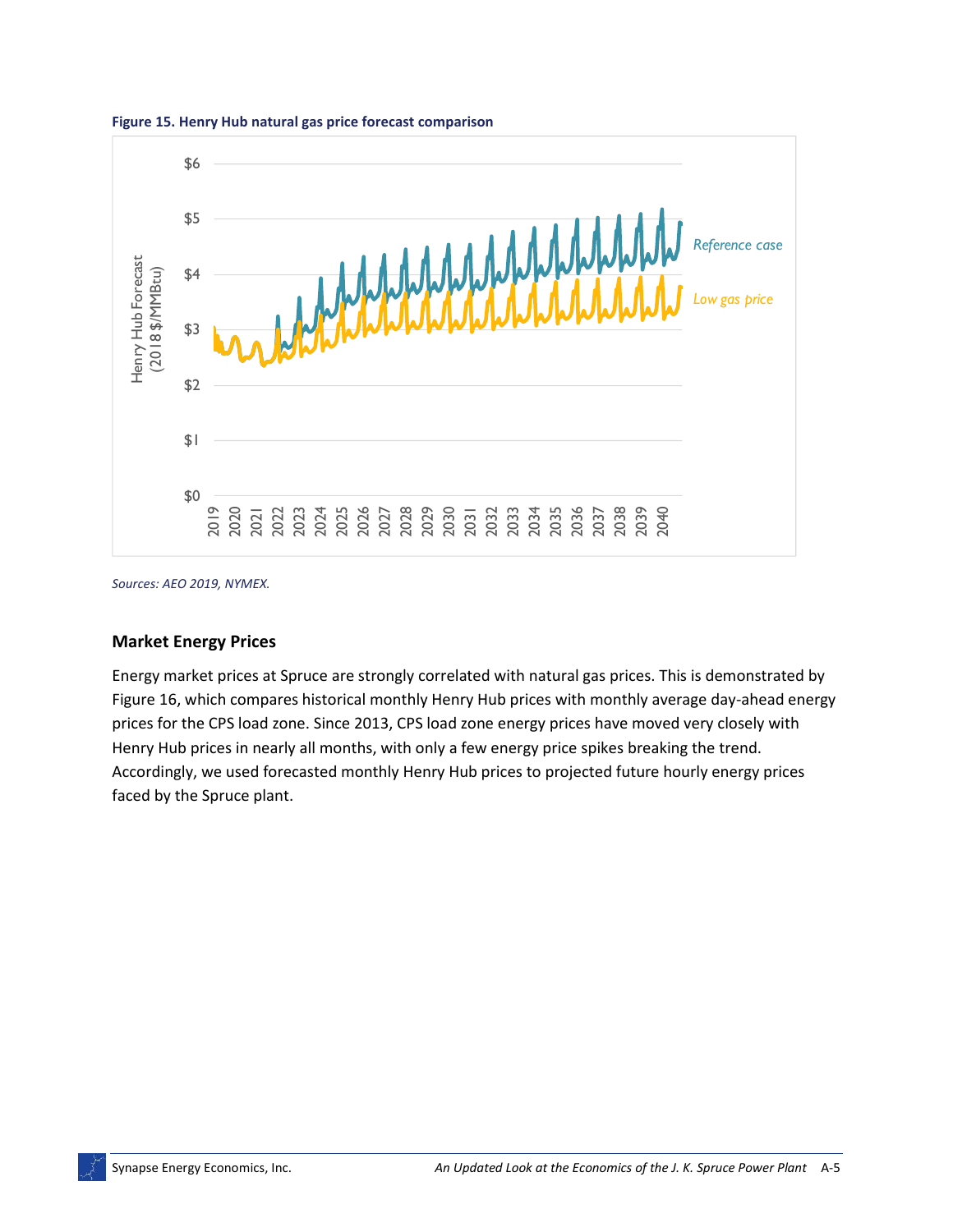**Figure 15. Henry Hub natural gas price forecast comparison**

*Sources: AEO 2019, NYMEX.*

### Market Energy Prices

Energy market prices at Spruce are strongly correlated with natural gas prices. This is demonstrated by Figure 16, which compares historical monthly Henry Hub prices with monthly average day-ahead energy prices for the CPS load zone. Since 2013, CPS load zone energy prices have moved very closely with Henry Hub prices in nearly all months, with only a few energy price spikes breaking the trend. Accordingly, we used forecasted monthly Henry Hub prices to projected future hourly energy prices faced by the Spruce plant.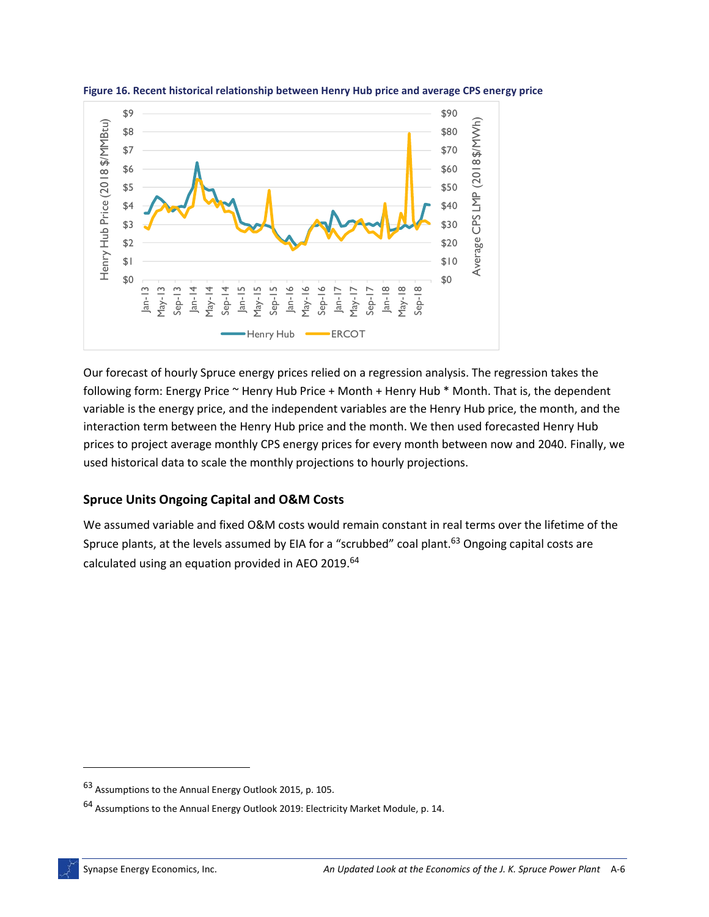**Figure 16. Recent historical relationship between Henry Hub price and average CPS energy price**

Our forecast of hourly Spruce energy prices relied on a regression analysis. The regression takes the following form: Energy Price ~ Henry Hub Price + Month + Henry Hub * Month. That is, the dependent variable is the energy price, and the independent variables are the Henry Hub price, the month, and the interaction term between the Henry Hub price and the month. We then used forecasted Henry Hub prices to project average monthly CPS energy prices for every month between now and 2040. Finally, we used historical data to scale the monthly projections to hourly projections.

## Spruce Units Ongoing Capital and O&M Costs

We assumed variable and fixed O&M costs would remain constant in real terms over the lifetime of the Spruce plants, at the levels assumed by EIA for a "scrubbed" coal plant.[63] Ongoing capital costs are calculated using an equation provided in AEO 2019.[64]

---

[63] Assumptions to the Annual Energy Outlook 2015, p. 105.

[64] Assumptions to the Annual Energy Outlook 2019: Electricity Market Module, p. 14.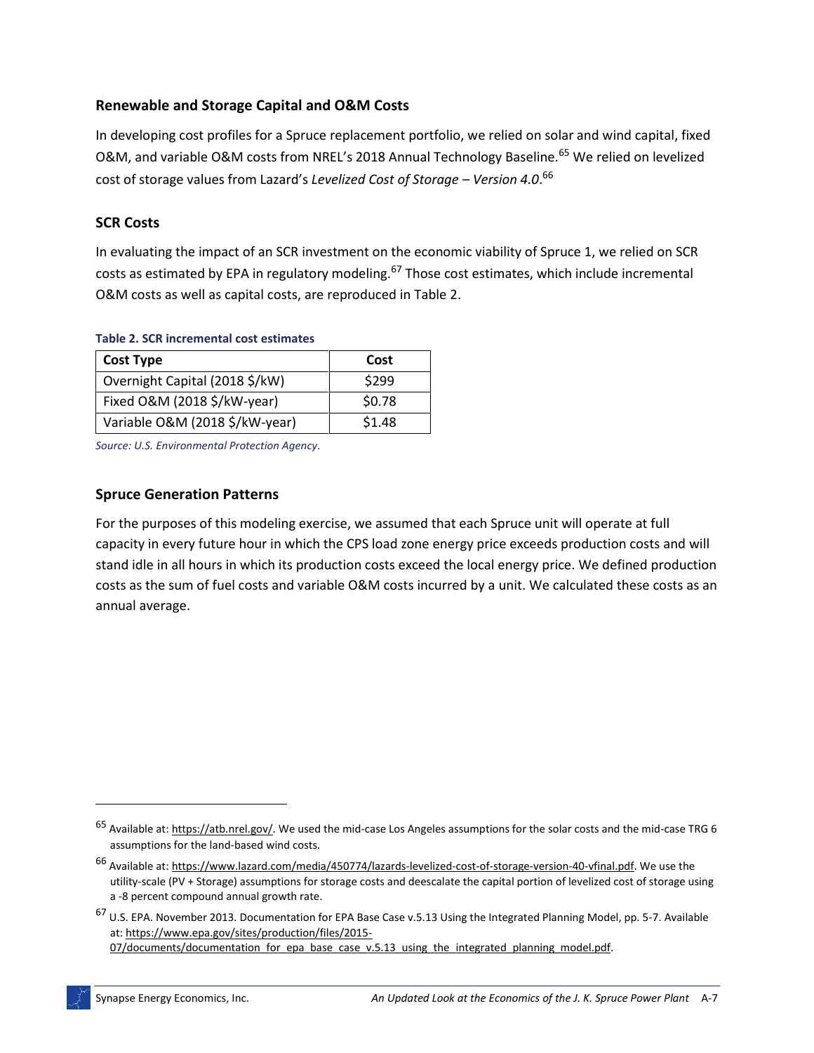### Renewable and Storage Capital and O&M Costs

In developing cost profiles for a Spruce replacement portfolio, we relied on solar and wind capital, fixed O&M, and variable O&M costs from NREL's 2018 Annual Technology Baseline.[65] We relied on levelized cost of storage values from Lazard's *Levelized Cost of Storage – Version 4.0*.[66]

### SCR Costs

In evaluating the impact of an SCR investment on the economic viability of Spruce 1, we relied on SCR costs as estimated by EPA in regulatory modeling.[67] Those cost estimates, which include incremental O&M costs as well as capital costs, are reproduced in Table 2.

**Table 2. SCR incremental cost estimates**

| Cost Type | Cost |
|---|---|
| Overnight Capital (2018 $/kW) | $299 |
| Fixed O&M (2018 $/kW-year) | $0.78 |
| Variable O&M (2018 $/kW-year) | $1.48 |

*Source: U.S. Environmental Protection Agency.*

### Spruce Generation Patterns

For the purposes of this modeling exercise, we assumed that each Spruce unit will operate at full capacity in every future hour in which the CPS load zone energy price exceeds production costs and will stand idle in all hours in which its production costs exceed the local energy price. We defined production costs as the sum of fuel costs and variable O&M costs incurred by a unit. We calculated these costs as an annual average.

---

[65] Available at: https://atb.nrel.gov/. We used the mid-case Los Angeles assumptions for the solar costs and the mid-case TRG 6 assumptions for the land-based wind costs.

[66] Available at: https://www.lazard.com/media/450774/lazards-levelized-cost-of-storage-version-40-vfinal.pdf. We use the utility-scale (PV + Storage) assumptions for storage costs and deescalate the capital portion of levelized cost of storage using a -8 percent compound annual growth rate.

[67] U.S. EPA. November 2013. Documentation for EPA Base Case v.5.13 Using the Integrated Planning Model, pp. 5-7. Available at: https://www.epa.gov/sites/production/files/2015-07/documents/documentation_for_epa_base_case_v.5.13_using_the_integrated_planning_model.pdf.